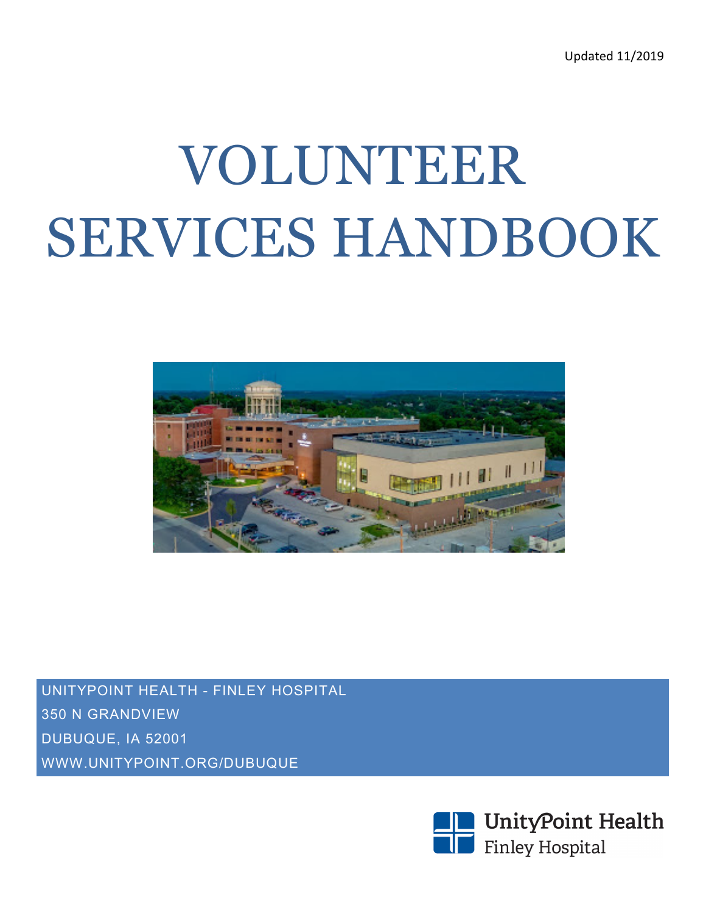Updated 11/2019

# VOLUNTEER SERVICES HANDBOOK

UNITYPOINT HEALTH - FINLEY HOSPITAL
350 N GRANDVIEW
DUBUQUE, IA 52001
WWW.UNITYPOINT.ORG/DUBUQUE

UnityPoint Health
Finley Hospital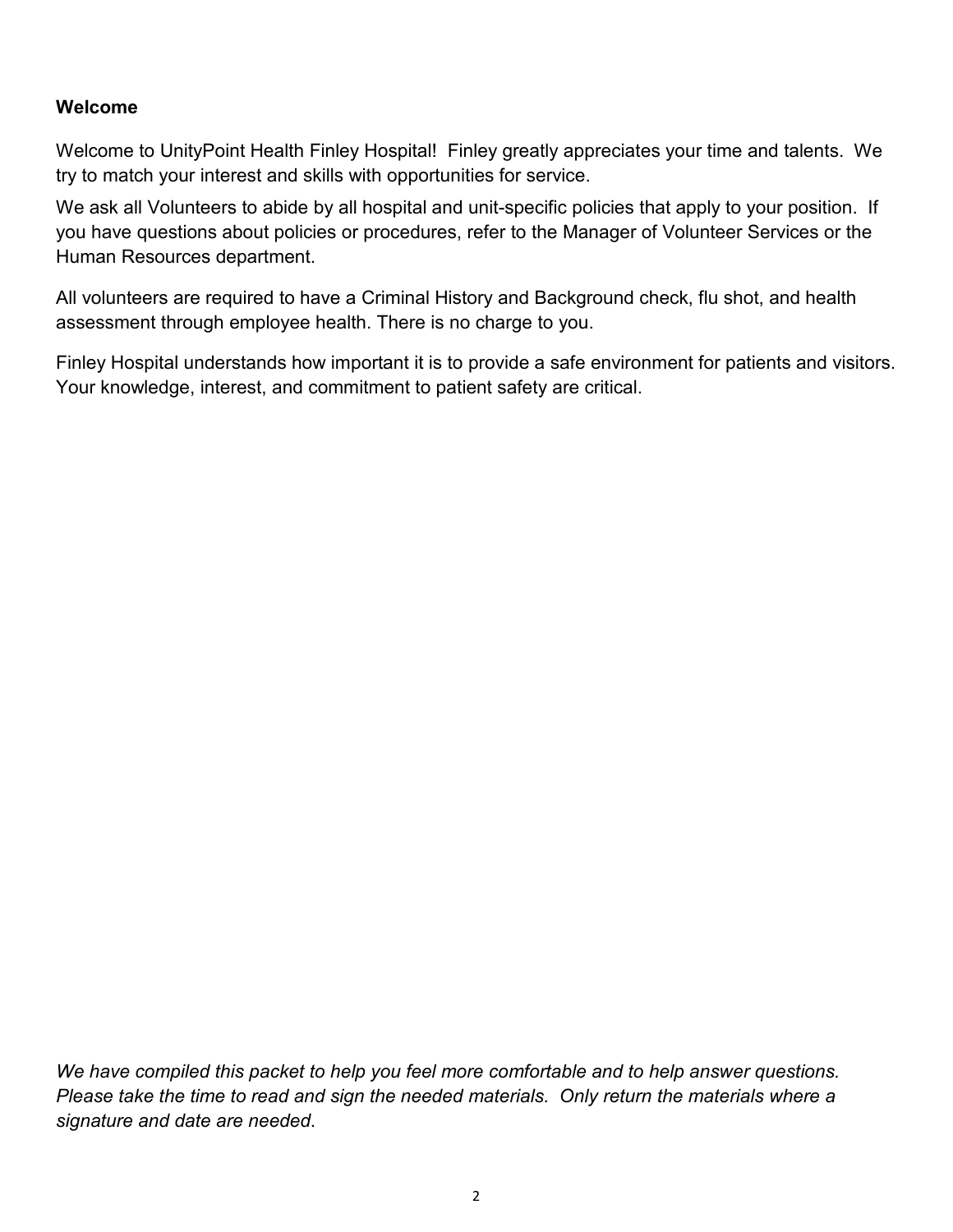**Welcome**

Welcome to UnityPoint Health Finley Hospital! Finley greatly appreciates your time and talents. We try to match your interest and skills with opportunities for service.

We ask all Volunteers to abide by all hospital and unit-specific policies that apply to your position. If you have questions about policies or procedures, refer to the Manager of Volunteer Services or the Human Resources department.

All volunteers are required to have a Criminal History and Background check, flu shot, and health assessment through employee health. There is no charge to you.

Finley Hospital understands how important it is to provide a safe environment for patients and visitors. Your knowledge, interest, and commitment to patient safety are critical.

*We have compiled this packet to help you feel more comfortable and to help answer questions. Please take the time to read and sign the needed materials. Only return the materials where a signature and date are needed*.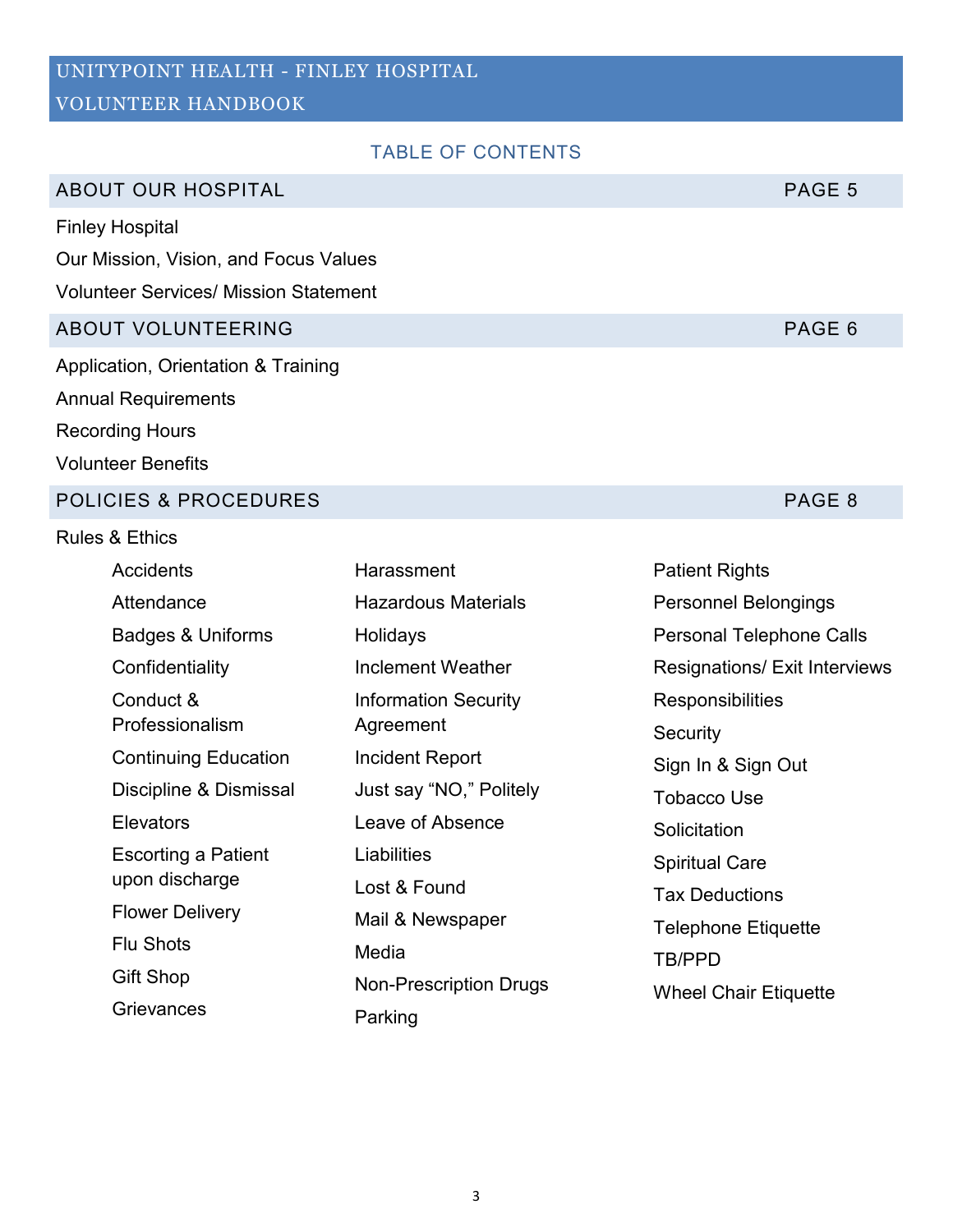# UNITYPOINT HEALTH - FINLEY HOSPITAL
# VOLUNTEER HANDBOOK

## TABLE OF CONTENTS

| ABOUT OUR HOSPITAL | PAGE 5 |
|---|---|

Finley Hospital

Our Mission, Vision, and Focus Values

Volunteer Services/ Mission Statement

| ABOUT VOLUNTEERING | PAGE 6 |
|---|---|

Application, Orientation & Training

Annual Requirements

Recording Hours

Volunteer Benefits

| POLICIES & PROCEDURES | PAGE 8 |
|---|---|

Rules & Ethics

- Accidents
- Attendance
- Badges & Uniforms
- Confidentiality
- Conduct & Professionalism
- Continuing Education
- Discipline & Dismissal
- Elevators
- Escorting a Patient upon discharge
- Flower Delivery
- Flu Shots
- Gift Shop
- Grievances
- Harassment
- Hazardous Materials
- Holidays
- Inclement Weather
- Information Security Agreement
- Incident Report
- Just say "NO," Politely
- Leave of Absence
- Liabilities
- Lost & Found
- Mail & Newspaper
- Media
- Non-Prescription Drugs
- Parking
- Patient Rights
- Personnel Belongings
- Personal Telephone Calls
- Resignations/ Exit Interviews
- Responsibilities
- Security
- Sign In & Sign Out
- Tobacco Use
- Solicitation
- Spiritual Care
- Tax Deductions
- Telephone Etiquette
- TB/PPD
- Wheel Chair Etiquette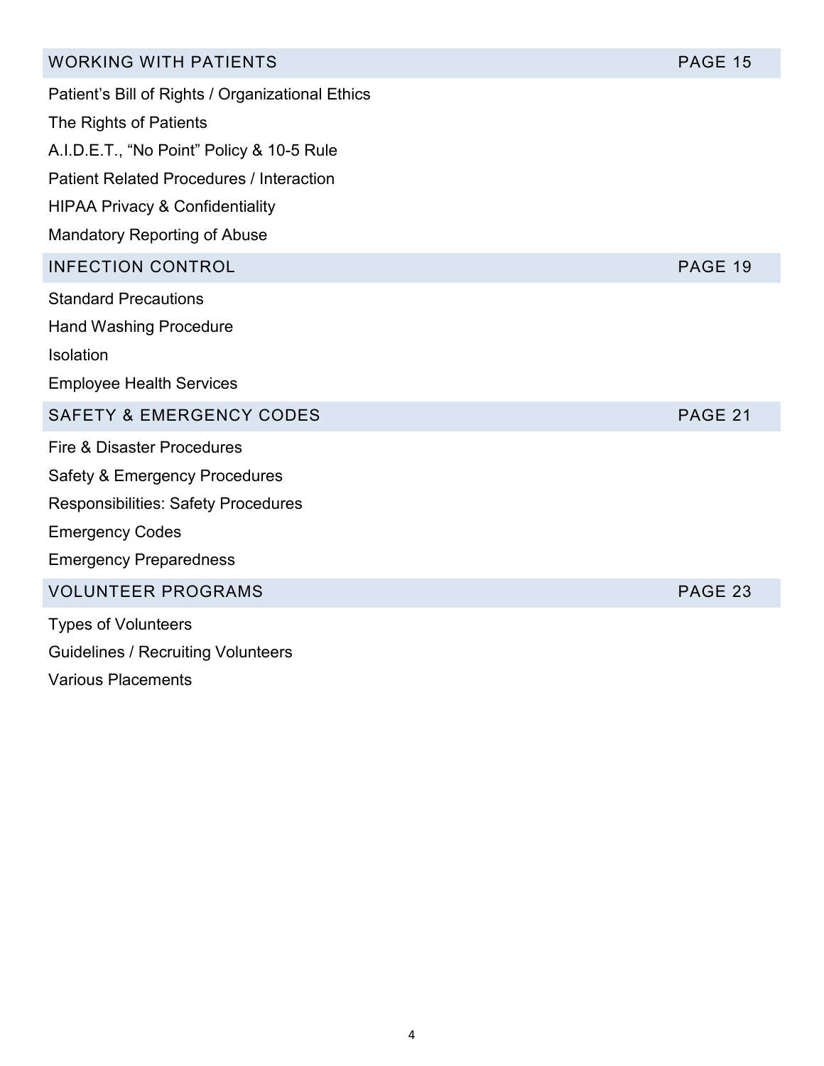| WORKING WITH PATIENTS | PAGE 15 |
| --- | --- |
| Patient's Bill of Rights / Organizational Ethics | |
| The Rights of Patients | |
| A.I.D.E.T., "No Point" Policy & 10-5 Rule | |
| Patient Related Procedures / Interaction | |
| HIPAA Privacy & Confidentiality | |
| Mandatory Reporting of Abuse | |
| **INFECTION CONTROL** | **PAGE 19** |
| Standard Precautions | |
| Hand Washing Procedure | |
| Isolation | |
| Employee Health Services | |
| **SAFETY & EMERGENCY CODES** | **PAGE 21** |
| Fire & Disaster Procedures | |
| Safety & Emergency Procedures | |
| Responsibilities: Safety Procedures | |
| Emergency Codes | |
| Emergency Preparedness | |
| **VOLUNTEER PROGRAMS** | **PAGE 23** |
| Types of Volunteers | |
| Guidelines / Recruiting Volunteers | |
| Various Placements | |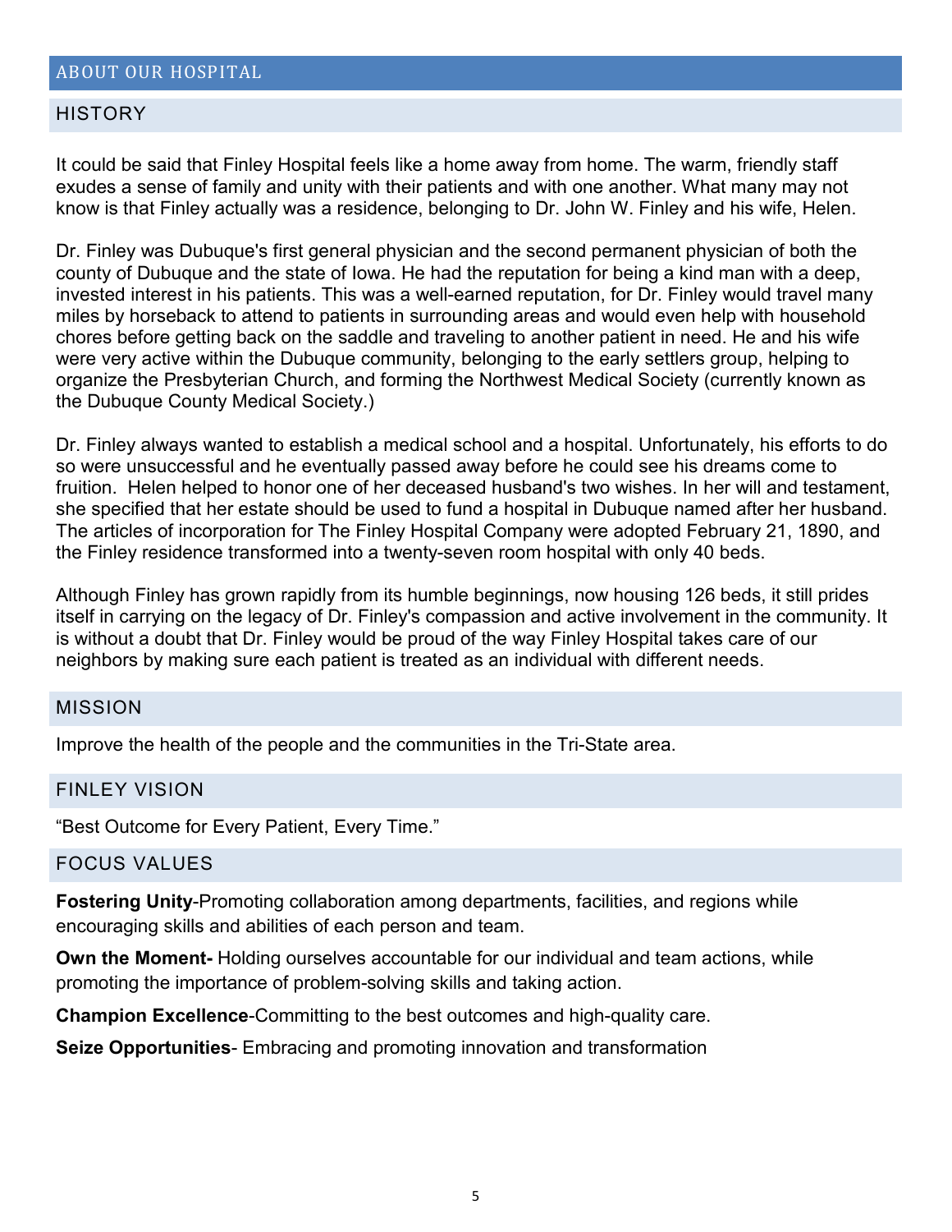# ABOUT OUR HOSPITAL

## HISTORY

It could be said that Finley Hospital feels like a home away from home. The warm, friendly staff exudes a sense of family and unity with their patients and with one another. What many may not know is that Finley actually was a residence, belonging to Dr. John W. Finley and his wife, Helen.

Dr. Finley was Dubuque's first general physician and the second permanent physician of both the county of Dubuque and the state of Iowa. He had the reputation for being a kind man with a deep, invested interest in his patients. This was a well-earned reputation, for Dr. Finley would travel many miles by horseback to attend to patients in surrounding areas and would even help with household chores before getting back on the saddle and traveling to another patient in need. He and his wife were very active within the Dubuque community, belonging to the early settlers group, helping to organize the Presbyterian Church, and forming the Northwest Medical Society (currently known as the Dubuque County Medical Society.)

Dr. Finley always wanted to establish a medical school and a hospital. Unfortunately, his efforts to do so were unsuccessful and he eventually passed away before he could see his dreams come to fruition. Helen helped to honor one of her deceased husband's two wishes. In her will and testament, she specified that her estate should be used to fund a hospital in Dubuque named after her husband. The articles of incorporation for The Finley Hospital Company were adopted February 21, 1890, and the Finley residence transformed into a twenty-seven room hospital with only 40 beds.

Although Finley has grown rapidly from its humble beginnings, now housing 126 beds, it still prides itself in carrying on the legacy of Dr. Finley's compassion and active involvement in the community. It is without a doubt that Dr. Finley would be proud of the way Finley Hospital takes care of our neighbors by making sure each patient is treated as an individual with different needs.

## MISSION

Improve the health of the people and the communities in the Tri-State area.

## FINLEY VISION

"Best Outcome for Every Patient, Every Time."

## FOCUS VALUES

**Fostering Unity**-Promoting collaboration among departments, facilities, and regions while encouraging skills and abilities of each person and team.

**Own the Moment-** Holding ourselves accountable for our individual and team actions, while promoting the importance of problem-solving skills and taking action.

**Champion Excellence**-Committing to the best outcomes and high-quality care.

**Seize Opportunities**- Embracing and promoting innovation and transformation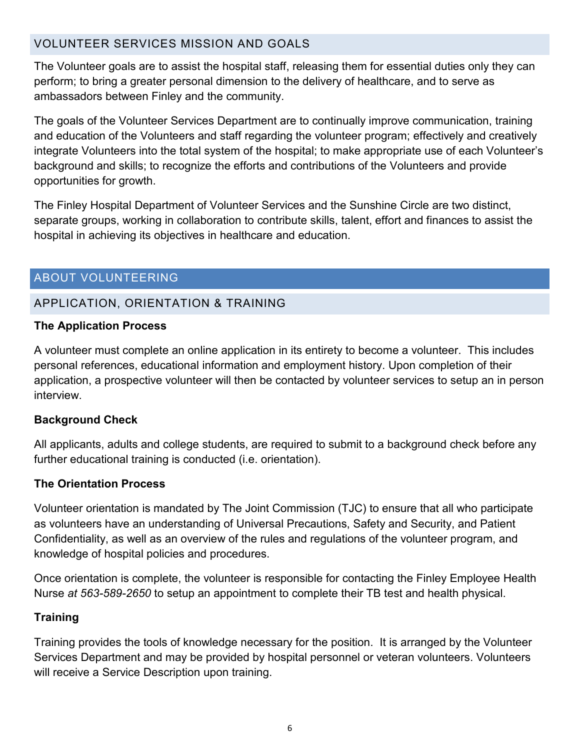## VOLUNTEER SERVICES MISSION AND GOALS

The Volunteer goals are to assist the hospital staff, releasing them for essential duties only they can perform; to bring a greater personal dimension to the delivery of healthcare, and to serve as ambassadors between Finley and the community.

The goals of the Volunteer Services Department are to continually improve communication, training and education of the Volunteers and staff regarding the volunteer program; effectively and creatively integrate Volunteers into the total system of the hospital; to make appropriate use of each Volunteer's background and skills; to recognize the efforts and contributions of the Volunteers and provide opportunities for growth.

The Finley Hospital Department of Volunteer Services and the Sunshine Circle are two distinct, separate groups, working in collaboration to contribute skills, talent, effort and finances to assist the hospital in achieving its objectives in healthcare and education.

# ABOUT VOLUNTEERING

## APPLICATION, ORIENTATION & TRAINING

**The Application Process**

A volunteer must complete an online application in its entirety to become a volunteer. This includes personal references, educational information and employment history. Upon completion of their application, a prospective volunteer will then be contacted by volunteer services to setup an in person interview.

**Background Check**

All applicants, adults and college students, are required to submit to a background check before any further educational training is conducted (i.e. orientation).

**The Orientation Process**

Volunteer orientation is mandated by The Joint Commission (TJC) to ensure that all who participate as volunteers have an understanding of Universal Precautions, Safety and Security, and Patient Confidentiality, as well as an overview of the rules and regulations of the volunteer program, and knowledge of hospital policies and procedures.

Once orientation is complete, the volunteer is responsible for contacting the Finley Employee Health Nurse *at 563-589-2650* to setup an appointment to complete their TB test and health physical.

**Training**

Training provides the tools of knowledge necessary for the position. It is arranged by the Volunteer Services Department and may be provided by hospital personnel or veteran volunteers. Volunteers will receive a Service Description upon training.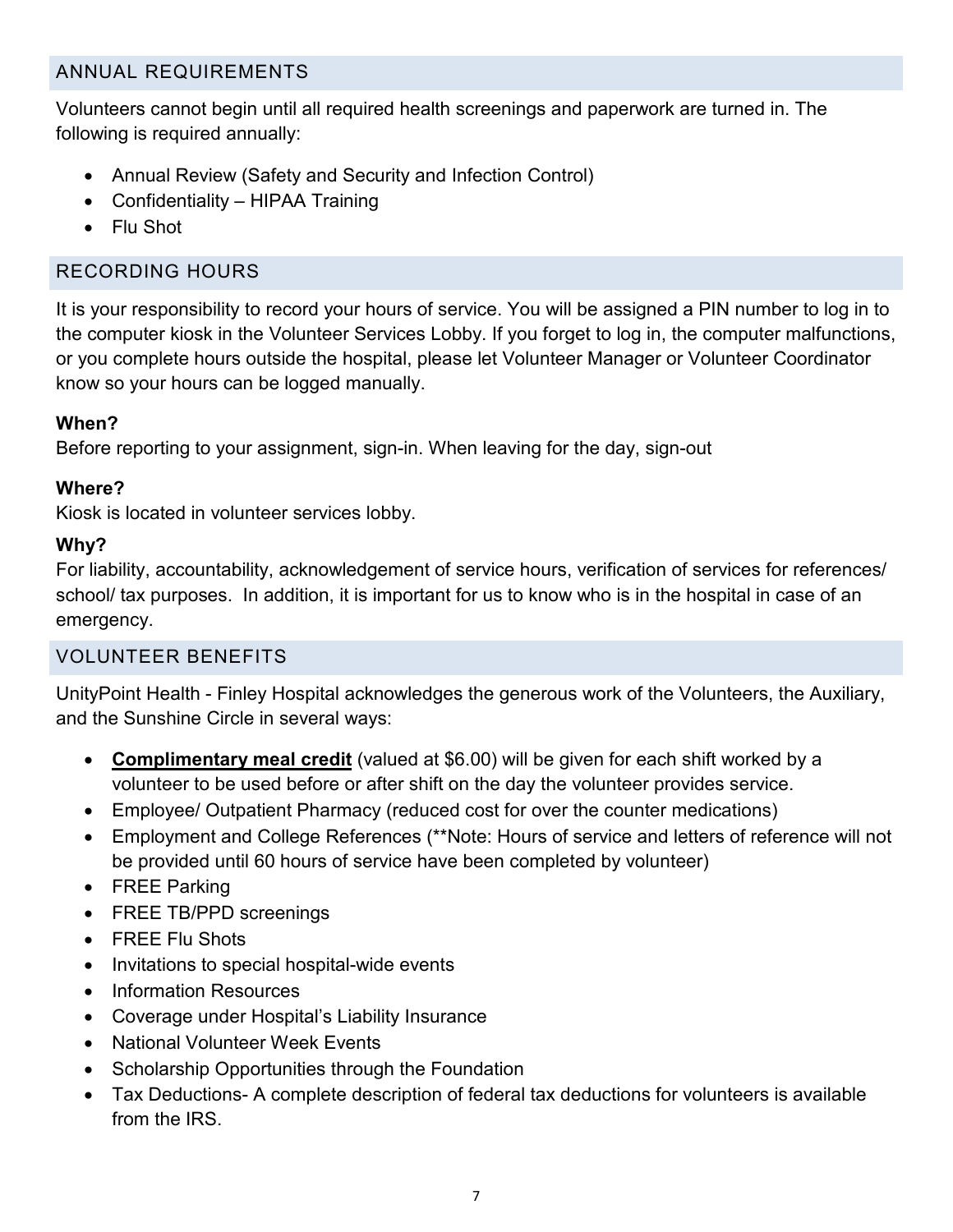## ANNUAL REQUIREMENTS

Volunteers cannot begin until all required health screenings and paperwork are turned in. The following is required annually:

- Annual Review (Safety and Security and Infection Control)
- Confidentiality – HIPAA Training
- Flu Shot

## RECORDING HOURS

It is your responsibility to record your hours of service. You will be assigned a PIN number to log in to the computer kiosk in the Volunteer Services Lobby. If you forget to log in, the computer malfunctions, or you complete hours outside the hospital, please let Volunteer Manager or Volunteer Coordinator know so your hours can be logged manually.

**When?**
Before reporting to your assignment, sign-in. When leaving for the day, sign-out

**Where?**
Kiosk is located in volunteer services lobby.

**Why?**
For liability, accountability, acknowledgement of service hours, verification of services for references/ school/ tax purposes. In addition, it is important for us to know who is in the hospital in case of an emergency.

## VOLUNTEER BENEFITS

UnityPoint Health - Finley Hospital acknowledges the generous work of the Volunteers, the Auxiliary, and the Sunshine Circle in several ways:

- **<u>Complimentary meal credit</u>** (valued at $6.00) will be given for each shift worked by a volunteer to be used before or after shift on the day the volunteer provides service.
- Employee/ Outpatient Pharmacy (reduced cost for over the counter medications)
- Employment and College References (**Note: Hours of service and letters of reference will not be provided until 60 hours of service have been completed by volunteer)
- FREE Parking
- FREE TB/PPD screenings
- FREE Flu Shots
- Invitations to special hospital-wide events
- Information Resources
- Coverage under Hospital's Liability Insurance
- National Volunteer Week Events
- Scholarship Opportunities through the Foundation
- Tax Deductions- A complete description of federal tax deductions for volunteers is available from the IRS.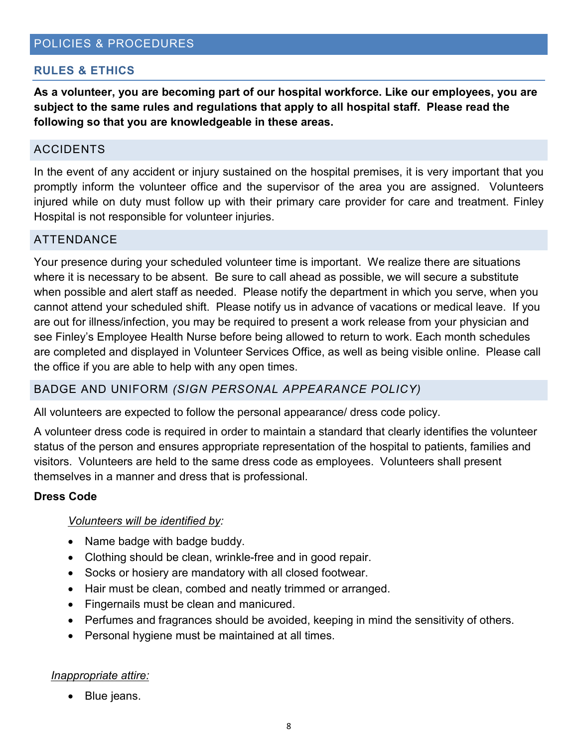## POLICIES & PROCEDURES

### RULES & ETHICS

**As a volunteer, you are becoming part of our hospital workforce. Like our employees, you are subject to the same rules and regulations that apply to all hospital staff. Please read the following so that you are knowledgeable in these areas.**

### ACCIDENTS

In the event of any accident or injury sustained on the hospital premises, it is very important that you promptly inform the volunteer office and the supervisor of the area you are assigned. Volunteers injured while on duty must follow up with their primary care provider for care and treatment. Finley Hospital is not responsible for volunteer injuries.

### ATTENDANCE

Your presence during your scheduled volunteer time is important. We realize there are situations where it is necessary to be absent. Be sure to call ahead as possible, we will secure a substitute when possible and alert staff as needed. Please notify the department in which you serve, when you cannot attend your scheduled shift. Please notify us in advance of vacations or medical leave. If you are out for illness/infection, you may be required to present a work release from your physician and see Finley's Employee Health Nurse before being allowed to return to work. Each month schedules are completed and displayed in Volunteer Services Office, as well as being visible online. Please call the office if you are able to help with any open times.

### BADGE AND UNIFORM *(SIGN PERSONAL APPEARANCE POLICY)*

All volunteers are expected to follow the personal appearance/ dress code policy.

A volunteer dress code is required in order to maintain a standard that clearly identifies the volunteer status of the person and ensures appropriate representation of the hospital to patients, families and visitors. Volunteers are held to the same dress code as employees. Volunteers shall present themselves in a manner and dress that is professional.

**Dress Code**

*Volunteers will be identified by:*

- Name badge with badge buddy.
- Clothing should be clean, wrinkle-free and in good repair.
- Socks or hosiery are mandatory with all closed footwear.
- Hair must be clean, combed and neatly trimmed or arranged.
- Fingernails must be clean and manicured.
- Perfumes and fragrances should be avoided, keeping in mind the sensitivity of others.
- Personal hygiene must be maintained at all times.

*Inappropriate attire:*

- Blue jeans.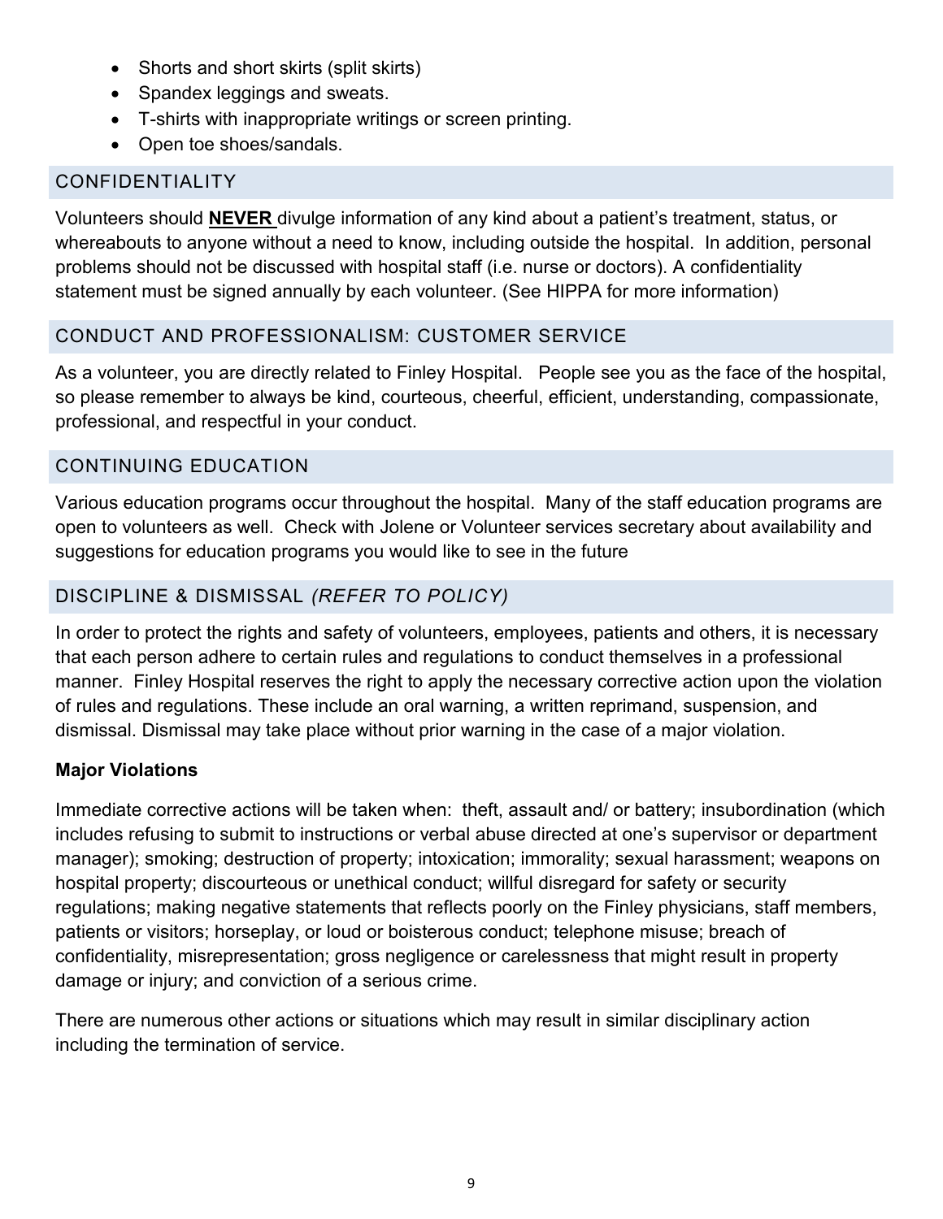- Shorts and short skirts (split skirts)
- Spandex leggings and sweats.
- T-shirts with inappropriate writings or screen printing.
- Open toe shoes/sandals.

## CONFIDENTIALITY

Volunteers should **NEVER** divulge information of any kind about a patient's treatment, status, or whereabouts to anyone without a need to know, including outside the hospital. In addition, personal problems should not be discussed with hospital staff (i.e. nurse or doctors). A confidentiality statement must be signed annually by each volunteer. (See HIPPA for more information)

## CONDUCT AND PROFESSIONALISM: CUSTOMER SERVICE

As a volunteer, you are directly related to Finley Hospital. People see you as the face of the hospital, so please remember to always be kind, courteous, cheerful, efficient, understanding, compassionate, professional, and respectful in your conduct.

## CONTINUING EDUCATION

Various education programs occur throughout the hospital. Many of the staff education programs are open to volunteers as well. Check with Jolene or Volunteer services secretary about availability and suggestions for education programs you would like to see in the future

## DISCIPLINE & DISMISSAL *(REFER TO POLICY)*

In order to protect the rights and safety of volunteers, employees, patients and others, it is necessary that each person adhere to certain rules and regulations to conduct themselves in a professional manner. Finley Hospital reserves the right to apply the necessary corrective action upon the violation of rules and regulations. These include an oral warning, a written reprimand, suspension, and dismissal. Dismissal may take place without prior warning in the case of a major violation.

**Major Violations**

Immediate corrective actions will be taken when: theft, assault and/ or battery; insubordination (which includes refusing to submit to instructions or verbal abuse directed at one's supervisor or department manager); smoking; destruction of property; intoxication; immorality; sexual harassment; weapons on hospital property; discourteous or unethical conduct; willful disregard for safety or security regulations; making negative statements that reflects poorly on the Finley physicians, staff members, patients or visitors; horseplay, or loud or boisterous conduct; telephone misuse; breach of confidentiality, misrepresentation; gross negligence or carelessness that might result in property damage or injury; and conviction of a serious crime.

There are numerous other actions or situations which may result in similar disciplinary action including the termination of service.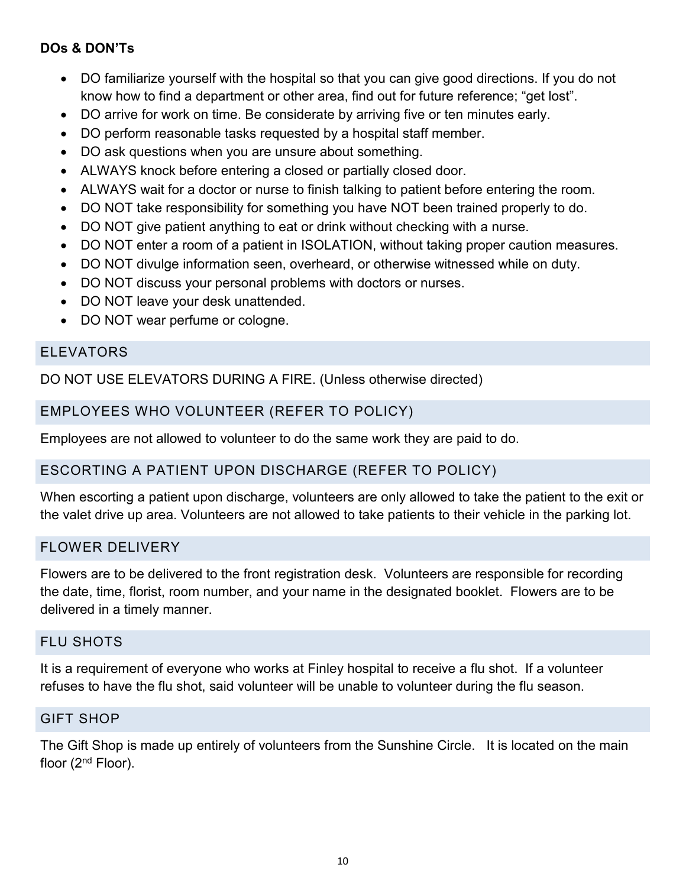**DOs & DON'Ts**

- DO familiarize yourself with the hospital so that you can give good directions. If you do not know how to find a department or other area, find out for future reference; "get lost".
- DO arrive for work on time. Be considerate by arriving five or ten minutes early.
- DO perform reasonable tasks requested by a hospital staff member.
- DO ask questions when you are unsure about something.
- ALWAYS knock before entering a closed or partially closed door.
- ALWAYS wait for a doctor or nurse to finish talking to patient before entering the room.
- DO NOT take responsibility for something you have NOT been trained properly to do.
- DO NOT give patient anything to eat or drink without checking with a nurse.
- DO NOT enter a room of a patient in ISOLATION, without taking proper caution measures.
- DO NOT divulge information seen, overheard, or otherwise witnessed while on duty.
- DO NOT discuss your personal problems with doctors or nurses.
- DO NOT leave your desk unattended.
- DO NOT wear perfume or cologne.

## ELEVATORS

DO NOT USE ELEVATORS DURING A FIRE. (Unless otherwise directed)

## EMPLOYEES WHO VOLUNTEER (REFER TO POLICY)

Employees are not allowed to volunteer to do the same work they are paid to do.

## ESCORTING A PATIENT UPON DISCHARGE (REFER TO POLICY)

When escorting a patient upon discharge, volunteers are only allowed to take the patient to the exit or the valet drive up area. Volunteers are not allowed to take patients to their vehicle in the parking lot.

## FLOWER DELIVERY

Flowers are to be delivered to the front registration desk. Volunteers are responsible for recording the date, time, florist, room number, and your name in the designated booklet. Flowers are to be delivered in a timely manner.

## FLU SHOTS

It is a requirement of everyone who works at Finley hospital to receive a flu shot. If a volunteer refuses to have the flu shot, said volunteer will be unable to volunteer during the flu season.

## GIFT SHOP

The Gift Shop is made up entirely of volunteers from the Sunshine Circle. It is located on the main floor (2nd Floor).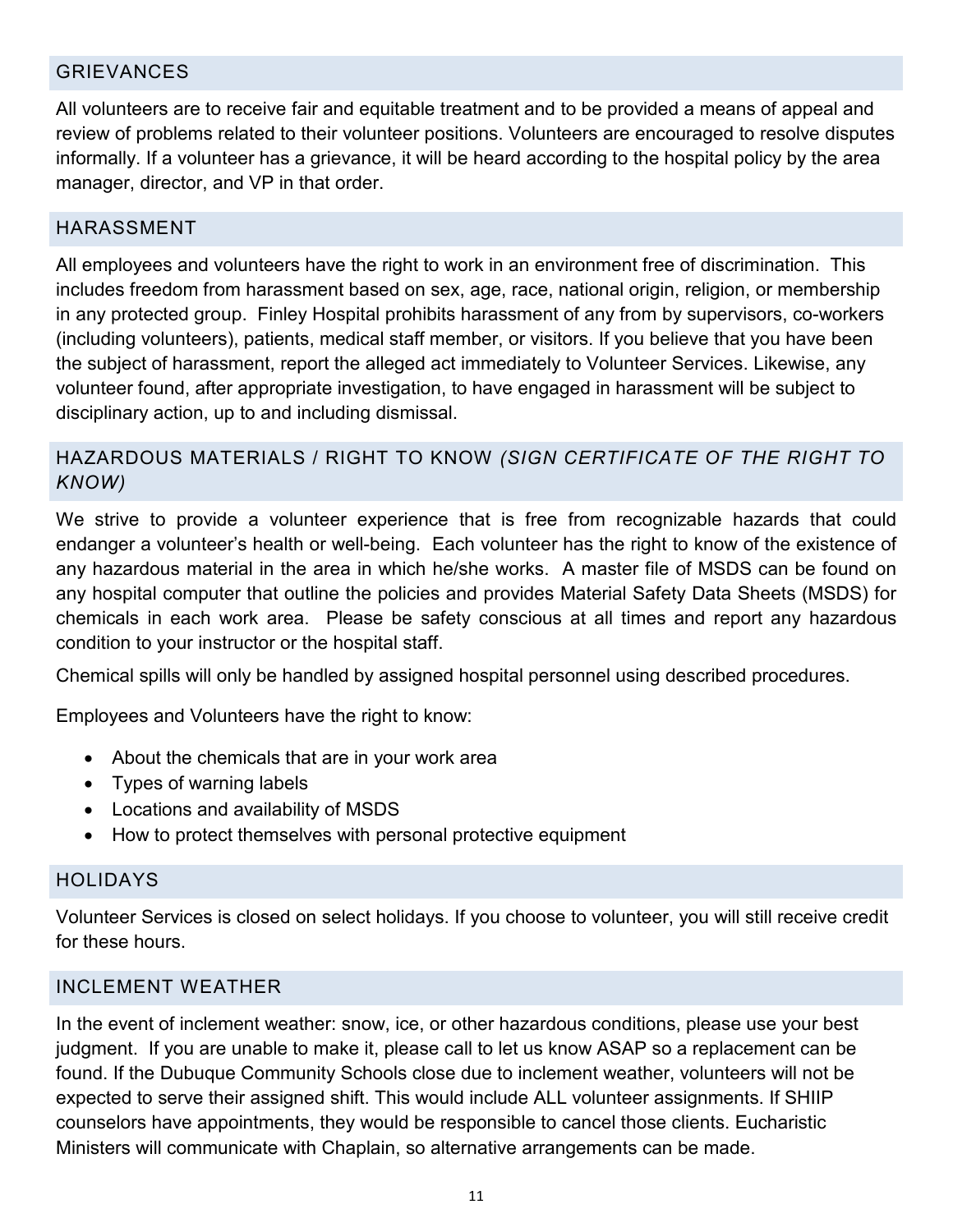## GRIEVANCES

All volunteers are to receive fair and equitable treatment and to be provided a means of appeal and review of problems related to their volunteer positions. Volunteers are encouraged to resolve disputes informally. If a volunteer has a grievance, it will be heard according to the hospital policy by the area manager, director, and VP in that order.

## HARASSMENT

All employees and volunteers have the right to work in an environment free of discrimination. This includes freedom from harassment based on sex, age, race, national origin, religion, or membership in any protected group. Finley Hospital prohibits harassment of any from by supervisors, co-workers (including volunteers), patients, medical staff member, or visitors. If you believe that you have been the subject of harassment, report the alleged act immediately to Volunteer Services. Likewise, any volunteer found, after appropriate investigation, to have engaged in harassment will be subject to disciplinary action, up to and including dismissal.

## HAZARDOUS MATERIALS / RIGHT TO KNOW *(SIGN CERTIFICATE OF THE RIGHT TO KNOW)*

We strive to provide a volunteer experience that is free from recognizable hazards that could endanger a volunteer's health or well-being. Each volunteer has the right to know of the existence of any hazardous material in the area in which he/she works. A master file of MSDS can be found on any hospital computer that outline the policies and provides Material Safety Data Sheets (MSDS) for chemicals in each work area. Please be safety conscious at all times and report any hazardous condition to your instructor or the hospital staff.

Chemical spills will only be handled by assigned hospital personnel using described procedures.

Employees and Volunteers have the right to know:

- About the chemicals that are in your work area
- Types of warning labels
- Locations and availability of MSDS
- How to protect themselves with personal protective equipment

## HOLIDAYS

Volunteer Services is closed on select holidays. If you choose to volunteer, you will still receive credit for these hours.

## INCLEMENT WEATHER

In the event of inclement weather: snow, ice, or other hazardous conditions, please use your best judgment. If you are unable to make it, please call to let us know ASAP so a replacement can be found. If the Dubuque Community Schools close due to inclement weather, volunteers will not be expected to serve their assigned shift. This would include ALL volunteer assignments. If SHIIP counselors have appointments, they would be responsible to cancel those clients. Eucharistic Ministers will communicate with Chaplain, so alternative arrangements can be made.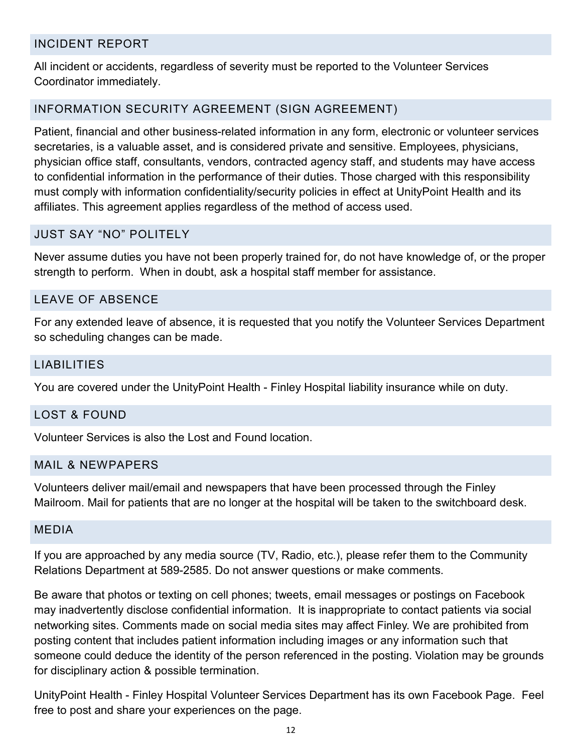## INCIDENT REPORT

All incident or accidents, regardless of severity must be reported to the Volunteer Services Coordinator immediately.

## INFORMATION SECURITY AGREEMENT (SIGN AGREEMENT)

Patient, financial and other business-related information in any form, electronic or volunteer services secretaries, is a valuable asset, and is considered private and sensitive. Employees, physicians, physician office staff, consultants, vendors, contracted agency staff, and students may have access to confidential information in the performance of their duties. Those charged with this responsibility must comply with information confidentiality/security policies in effect at UnityPoint Health and its affiliates. This agreement applies regardless of the method of access used.

## JUST SAY "NO" POLITELY

Never assume duties you have not been properly trained for, do not have knowledge of, or the proper strength to perform. When in doubt, ask a hospital staff member for assistance.

## LEAVE OF ABSENCE

For any extended leave of absence, it is requested that you notify the Volunteer Services Department so scheduling changes can be made.

## LIABILITIES

You are covered under the UnityPoint Health - Finley Hospital liability insurance while on duty.

## LOST & FOUND

Volunteer Services is also the Lost and Found location.

## MAIL & NEWPAPERS

Volunteers deliver mail/email and newspapers that have been processed through the Finley Mailroom. Mail for patients that are no longer at the hospital will be taken to the switchboard desk.

## MEDIA

If you are approached by any media source (TV, Radio, etc.), please refer them to the Community Relations Department at 589-2585. Do not answer questions or make comments.

Be aware that photos or texting on cell phones; tweets, email messages or postings on Facebook may inadvertently disclose confidential information. It is inappropriate to contact patients via social networking sites. Comments made on social media sites may affect Finley. We are prohibited from posting content that includes patient information including images or any information such that someone could deduce the identity of the person referenced in the posting. Violation may be grounds for disciplinary action & possible termination.

UnityPoint Health - Finley Hospital Volunteer Services Department has its own Facebook Page. Feel free to post and share your experiences on the page.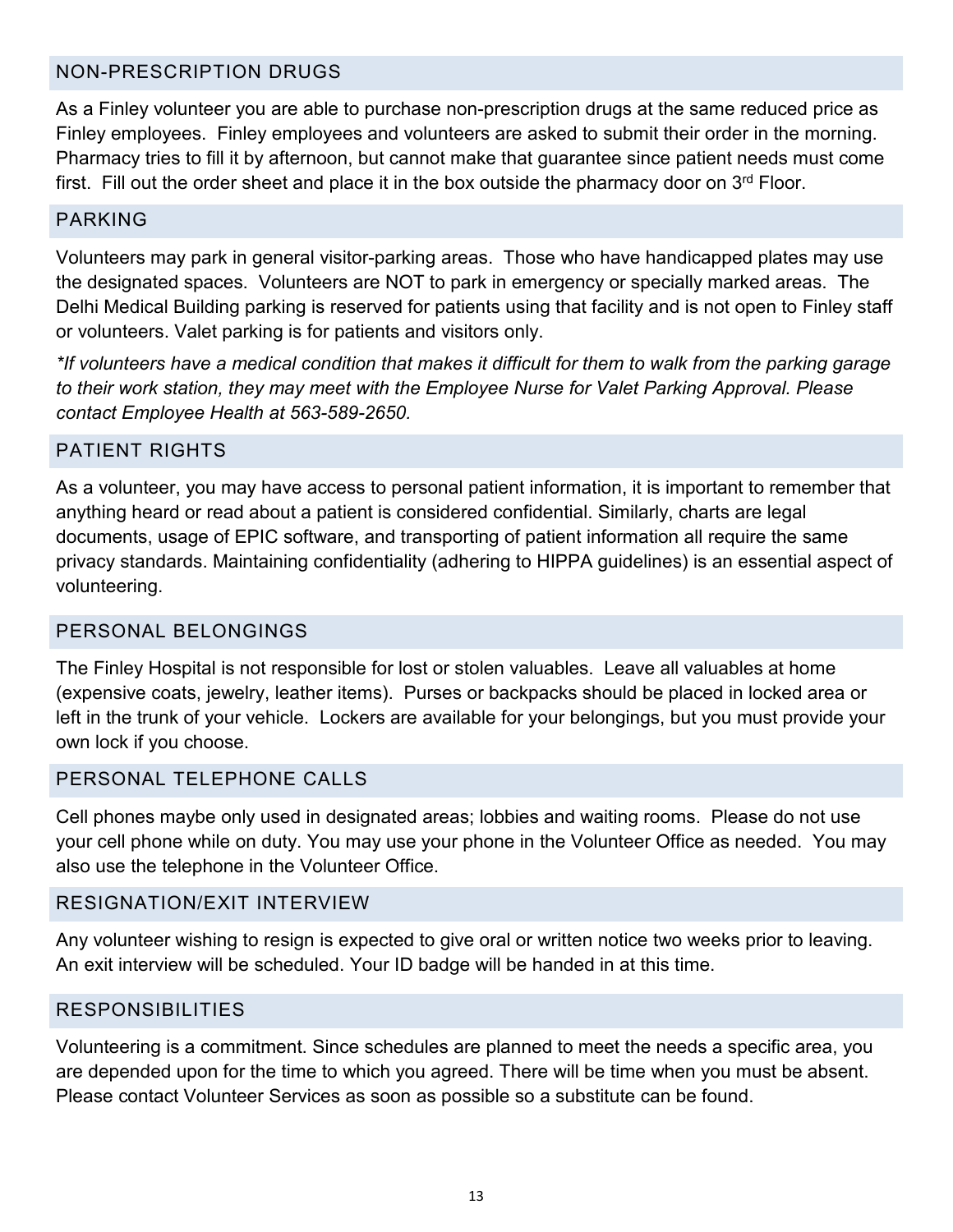## NON-PRESCRIPTION DRUGS

As a Finley volunteer you are able to purchase non-prescription drugs at the same reduced price as Finley employees. Finley employees and volunteers are asked to submit their order in the morning. Pharmacy tries to fill it by afternoon, but cannot make that guarantee since patient needs must come first. Fill out the order sheet and place it in the box outside the pharmacy door on 3rd Floor.

## PARKING

Volunteers may park in general visitor-parking areas. Those who have handicapped plates may use the designated spaces. Volunteers are NOT to park in emergency or specially marked areas. The Delhi Medical Building parking is reserved for patients using that facility and is not open to Finley staff or volunteers. Valet parking is for patients and visitors only.

*\*If volunteers have a medical condition that makes it difficult for them to walk from the parking garage to their work station, they may meet with the Employee Nurse for Valet Parking Approval. Please contact Employee Health at 563-589-2650.*

## PATIENT RIGHTS

As a volunteer, you may have access to personal patient information, it is important to remember that anything heard or read about a patient is considered confidential. Similarly, charts are legal documents, usage of EPIC software, and transporting of patient information all require the same privacy standards. Maintaining confidentiality (adhering to HIPPA guidelines) is an essential aspect of volunteering.

## PERSONAL BELONGINGS

The Finley Hospital is not responsible for lost or stolen valuables. Leave all valuables at home (expensive coats, jewelry, leather items). Purses or backpacks should be placed in locked area or left in the trunk of your vehicle. Lockers are available for your belongings, but you must provide your own lock if you choose.

## PERSONAL TELEPHONE CALLS

Cell phones maybe only used in designated areas; lobbies and waiting rooms. Please do not use your cell phone while on duty. You may use your phone in the Volunteer Office as needed. You may also use the telephone in the Volunteer Office.

## RESIGNATION/EXIT INTERVIEW

Any volunteer wishing to resign is expected to give oral or written notice two weeks prior to leaving. An exit interview will be scheduled. Your ID badge will be handed in at this time.

## RESPONSIBILITIES

Volunteering is a commitment. Since schedules are planned to meet the needs a specific area, you are depended upon for the time to which you agreed. There will be time when you must be absent. Please contact Volunteer Services as soon as possible so a substitute can be found.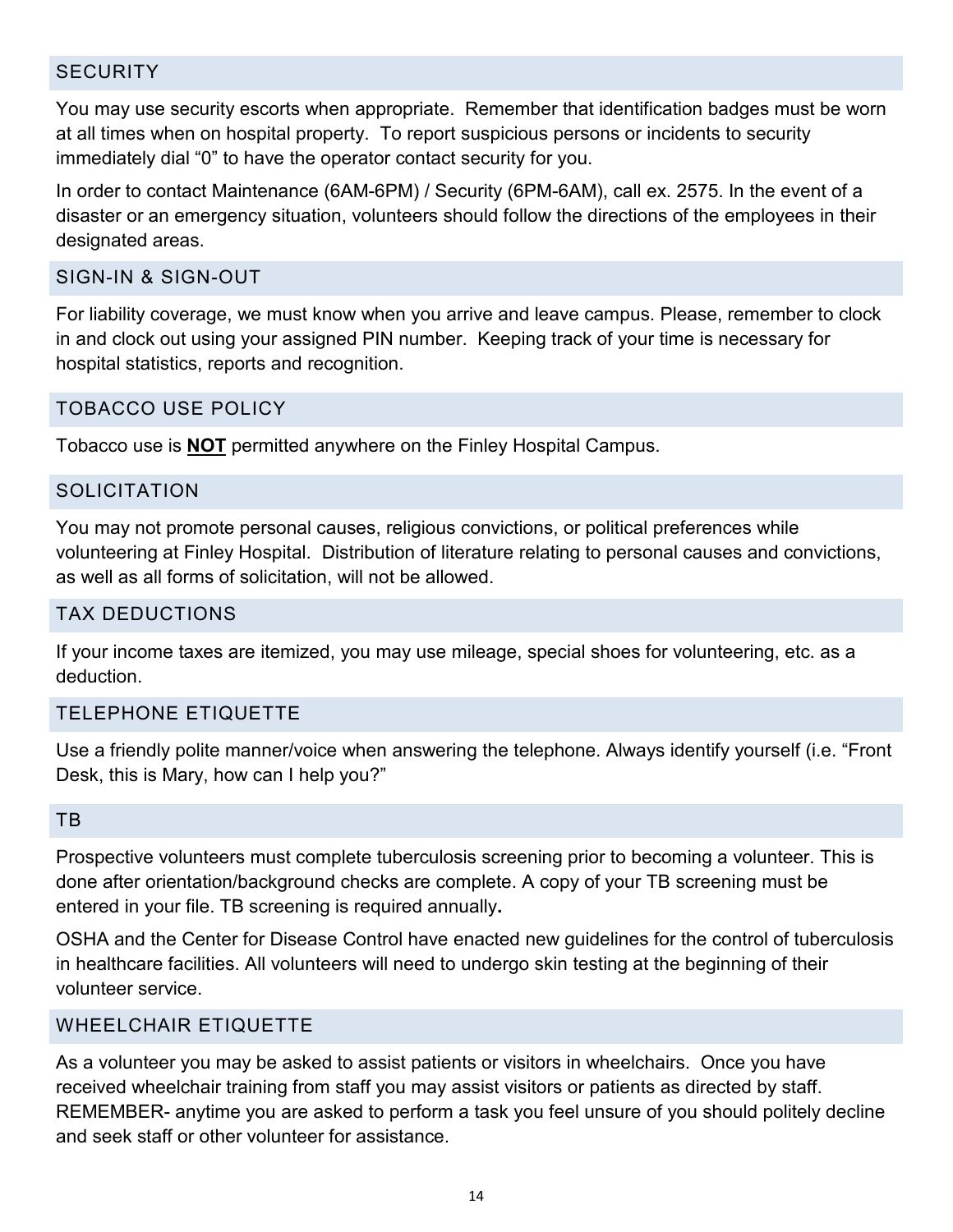## SECURITY

You may use security escorts when appropriate. Remember that identification badges must be worn at all times when on hospital property. To report suspicious persons or incidents to security immediately dial "0" to have the operator contact security for you.

In order to contact Maintenance (6AM-6PM) / Security (6PM-6AM), call ex. 2575. In the event of a disaster or an emergency situation, volunteers should follow the directions of the employees in their designated areas.

## SIGN-IN & SIGN-OUT

For liability coverage, we must know when you arrive and leave campus. Please, remember to clock in and clock out using your assigned PIN number. Keeping track of your time is necessary for hospital statistics, reports and recognition.

## TOBACCO USE POLICY

Tobacco use is **NOT** permitted anywhere on the Finley Hospital Campus.

## SOLICITATION

You may not promote personal causes, religious convictions, or political preferences while volunteering at Finley Hospital. Distribution of literature relating to personal causes and convictions, as well as all forms of solicitation, will not be allowed.

## TAX DEDUCTIONS

If your income taxes are itemized, you may use mileage, special shoes for volunteering, etc. as a deduction.

## TELEPHONE ETIQUETTE

Use a friendly polite manner/voice when answering the telephone. Always identify yourself (i.e. "Front Desk, this is Mary, how can I help you?"

## TB

Prospective volunteers must complete tuberculosis screening prior to becoming a volunteer. This is done after orientation/background checks are complete. A copy of your TB screening must be entered in your file. TB screening is required annually**.**

OSHA and the Center for Disease Control have enacted new guidelines for the control of tuberculosis in healthcare facilities. All volunteers will need to undergo skin testing at the beginning of their volunteer service.

## WHEELCHAIR ETIQUETTE

As a volunteer you may be asked to assist patients or visitors in wheelchairs. Once you have received wheelchair training from staff you may assist visitors or patients as directed by staff. REMEMBER- anytime you are asked to perform a task you feel unsure of you should politely decline and seek staff or other volunteer for assistance.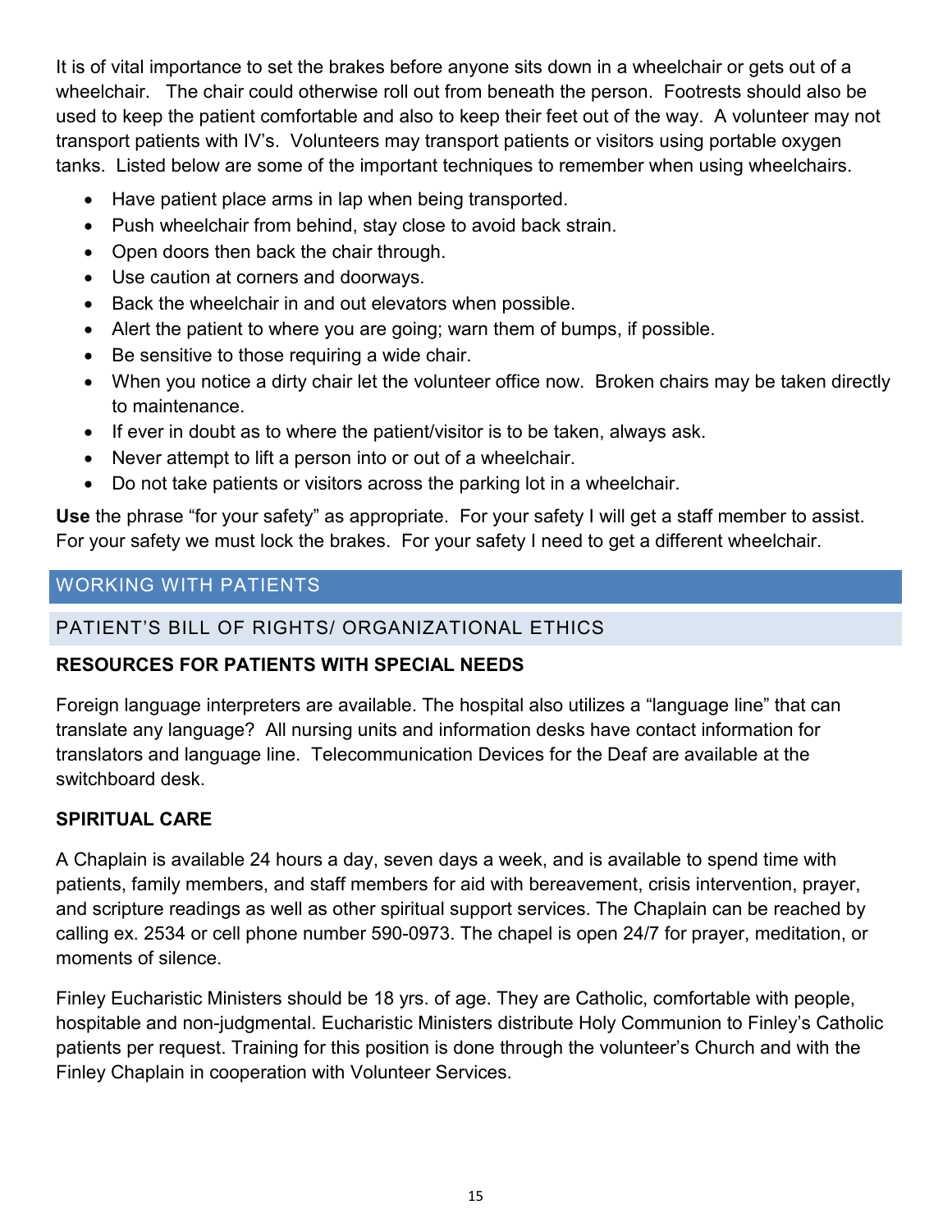It is of vital importance to set the brakes before anyone sits down in a wheelchair or gets out of a wheelchair. The chair could otherwise roll out from beneath the person. Footrests should also be used to keep the patient comfortable and also to keep their feet out of the way. A volunteer may not transport patients with IV's. Volunteers may transport patients or visitors using portable oxygen tanks. Listed below are some of the important techniques to remember when using wheelchairs.

- Have patient place arms in lap when being transported.
- Push wheelchair from behind, stay close to avoid back strain.
- Open doors then back the chair through.
- Use caution at corners and doorways.
- Back the wheelchair in and out elevators when possible.
- Alert the patient to where you are going; warn them of bumps, if possible.
- Be sensitive to those requiring a wide chair.
- When you notice a dirty chair let the volunteer office now. Broken chairs may be taken directly to maintenance.
- If ever in doubt as to where the patient/visitor is to be taken, always ask.
- Never attempt to lift a person into or out of a wheelchair.
- Do not take patients or visitors across the parking lot in a wheelchair.

**Use** the phrase "for your safety" as appropriate. For your safety I will get a staff member to assist. For your safety we must lock the brakes. For your safety I need to get a different wheelchair.

## WORKING WITH PATIENTS

### PATIENT'S BILL OF RIGHTS/ ORGANIZATIONAL ETHICS

#### RESOURCES FOR PATIENTS WITH SPECIAL NEEDS

Foreign language interpreters are available. The hospital also utilizes a "language line" that can translate any language? All nursing units and information desks have contact information for translators and language line. Telecommunication Devices for the Deaf are available at the switchboard desk.

#### SPIRITUAL CARE

A Chaplain is available 24 hours a day, seven days a week, and is available to spend time with patients, family members, and staff members for aid with bereavement, crisis intervention, prayer, and scripture readings as well as other spiritual support services. The Chaplain can be reached by calling ex. 2534 or cell phone number 590-0973. The chapel is open 24/7 for prayer, meditation, or moments of silence.

Finley Eucharistic Ministers should be 18 yrs. of age. They are Catholic, comfortable with people, hospitable and non-judgmental. Eucharistic Ministers distribute Holy Communion to Finley's Catholic patients per request. Training for this position is done through the volunteer's Church and with the Finley Chaplain in cooperation with Volunteer Services.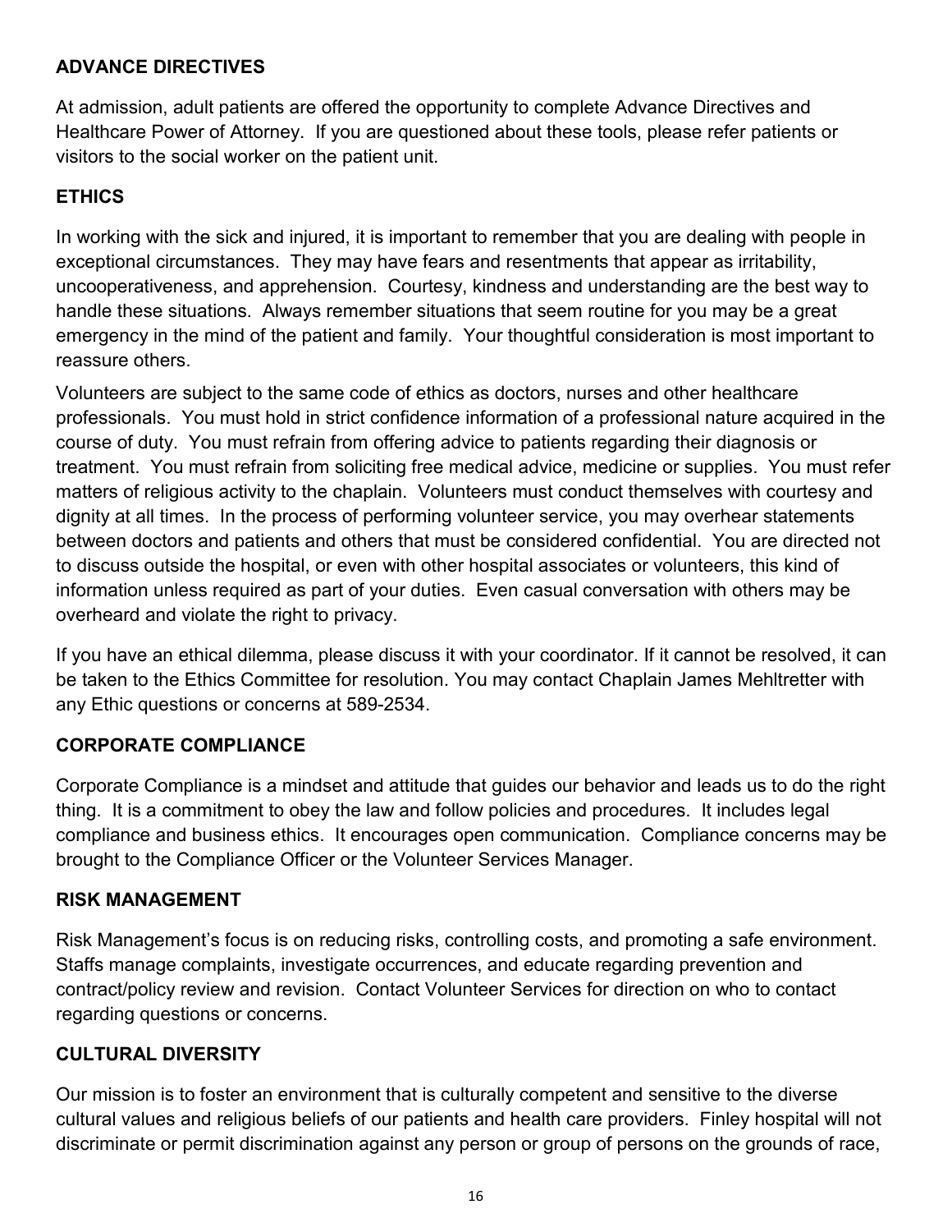## ADVANCE DIRECTIVES

At admission, adult patients are offered the opportunity to complete Advance Directives and Healthcare Power of Attorney. If you are questioned about these tools, please refer patients or visitors to the social worker on the patient unit.

## ETHICS

In working with the sick and injured, it is important to remember that you are dealing with people in exceptional circumstances. They may have fears and resentments that appear as irritability, uncooperativeness, and apprehension. Courtesy, kindness and understanding are the best way to handle these situations. Always remember situations that seem routine for you may be a great emergency in the mind of the patient and family. Your thoughtful consideration is most important to reassure others.

Volunteers are subject to the same code of ethics as doctors, nurses and other healthcare professionals. You must hold in strict confidence information of a professional nature acquired in the course of duty. You must refrain from offering advice to patients regarding their diagnosis or treatment. You must refrain from soliciting free medical advice, medicine or supplies. You must refer matters of religious activity to the chaplain. Volunteers must conduct themselves with courtesy and dignity at all times. In the process of performing volunteer service, you may overhear statements between doctors and patients and others that must be considered confidential. You are directed not to discuss outside the hospital, or even with other hospital associates or volunteers, this kind of information unless required as part of your duties. Even casual conversation with others may be overheard and violate the right to privacy.

If you have an ethical dilemma, please discuss it with your coordinator. If it cannot be resolved, it can be taken to the Ethics Committee for resolution. You may contact Chaplain James Mehltretter with any Ethic questions or concerns at 589-2534.

## CORPORATE COMPLIANCE

Corporate Compliance is a mindset and attitude that guides our behavior and leads us to do the right thing. It is a commitment to obey the law and follow policies and procedures. It includes legal compliance and business ethics. It encourages open communication. Compliance concerns may be brought to the Compliance Officer or the Volunteer Services Manager.

## RISK MANAGEMENT

Risk Management's focus is on reducing risks, controlling costs, and promoting a safe environment. Staffs manage complaints, investigate occurrences, and educate regarding prevention and contract/policy review and revision. Contact Volunteer Services for direction on who to contact regarding questions or concerns.

## CULTURAL DIVERSITY

Our mission is to foster an environment that is culturally competent and sensitive to the diverse cultural values and religious beliefs of our patients and health care providers. Finley hospital will not discriminate or permit discrimination against any person or group of persons on the grounds of race,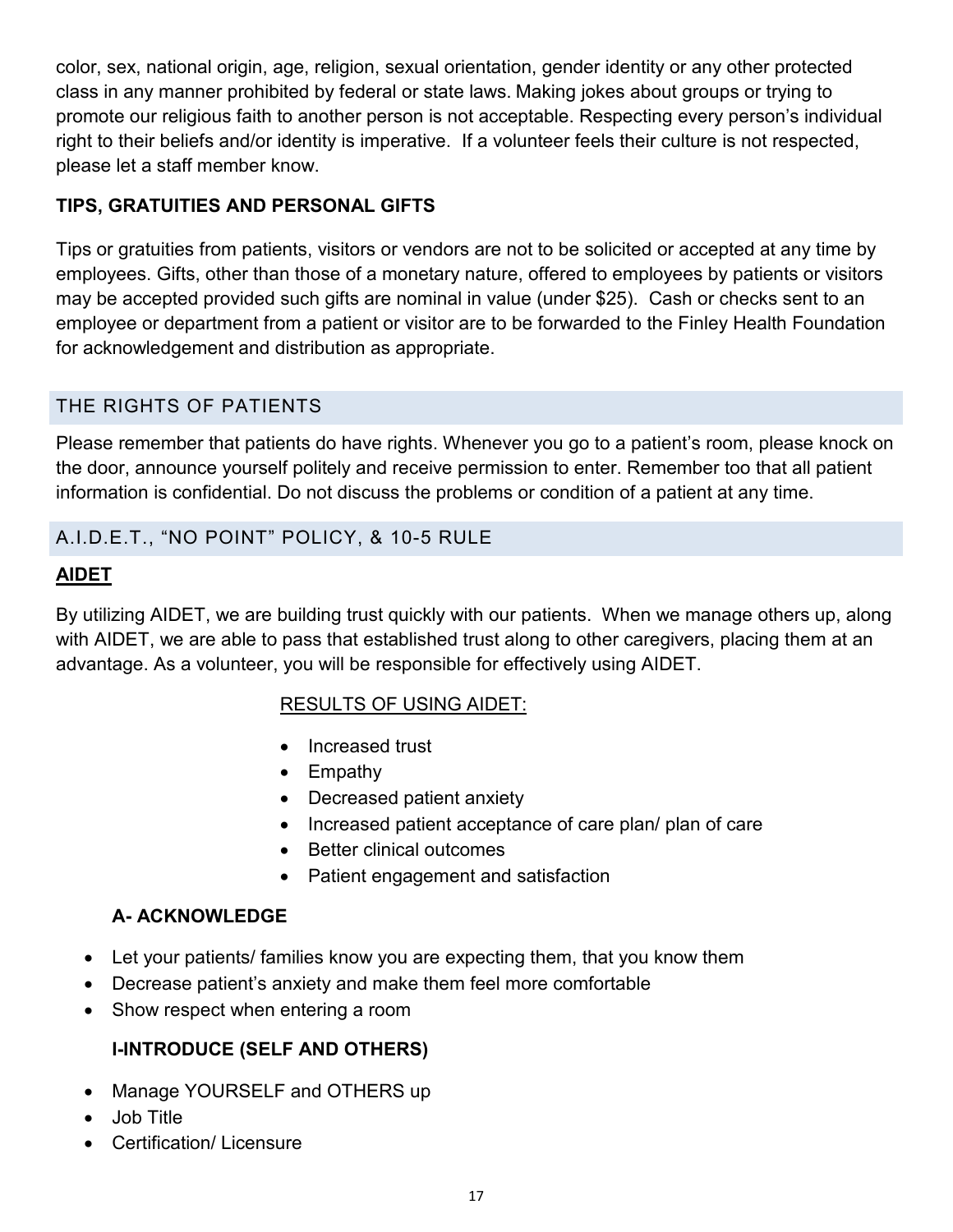color, sex, national origin, age, religion, sexual orientation, gender identity or any other protected class in any manner prohibited by federal or state laws. Making jokes about groups or trying to promote our religious faith to another person is not acceptable. Respecting every person's individual right to their beliefs and/or identity is imperative. If a volunteer feels their culture is not respected, please let a staff member know.

**TIPS, GRATUITIES AND PERSONAL GIFTS**

Tips or gratuities from patients, visitors or vendors are not to be solicited or accepted at any time by employees. Gifts, other than those of a monetary nature, offered to employees by patients or visitors may be accepted provided such gifts are nominal in value (under $25). Cash or checks sent to an employee or department from a patient or visitor are to be forwarded to the Finley Health Foundation for acknowledgement and distribution as appropriate.

## THE RIGHTS OF PATIENTS

Please remember that patients do have rights. Whenever you go to a patient's room, please knock on the door, announce yourself politely and receive permission to enter. Remember too that all patient information is confidential. Do not discuss the problems or condition of a patient at any time.

## A.I.D.E.T., "NO POINT" POLICY, & 10-5 RULE

### AIDET

By utilizing AIDET, we are building trust quickly with our patients. When we manage others up, along with AIDET, we are able to pass that established trust along to other caregivers, placing them at an advantage. As a volunteer, you will be responsible for effectively using AIDET.

RESULTS OF USING AIDET:

- Increased trust
- Empathy
- Decreased patient anxiety
- Increased patient acceptance of care plan/ plan of care
- Better clinical outcomes
- Patient engagement and satisfaction

**A- ACKNOWLEDGE**

- Let your patients/ families know you are expecting them, that you know them
- Decrease patient's anxiety and make them feel more comfortable
- Show respect when entering a room

**I-INTRODUCE (SELF AND OTHERS)**

- Manage YOURSELF and OTHERS up
- Job Title
- Certification/ Licensure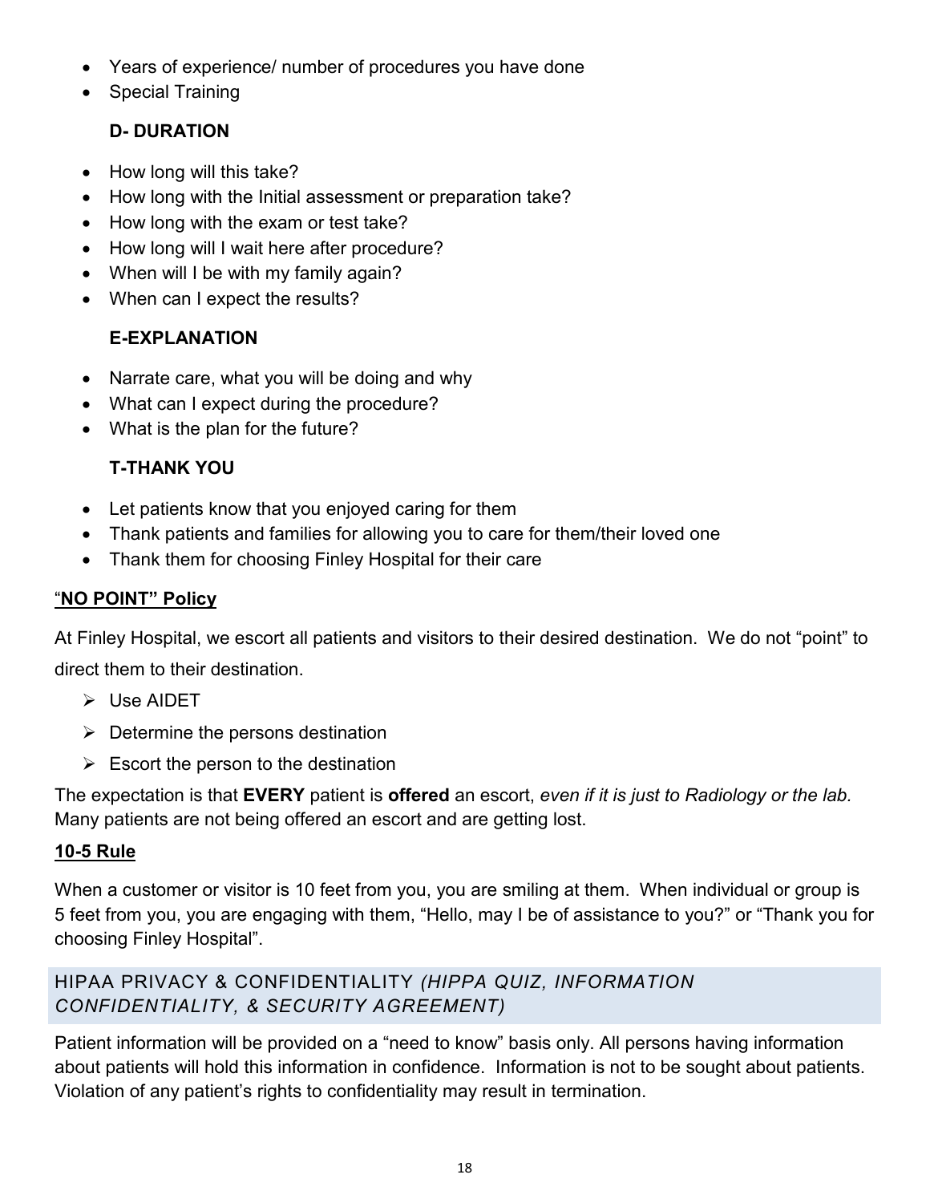- Years of experience/ number of procedures you have done
- Special Training

**D- DURATION**

- How long will this take?
- How long with the Initial assessment or preparation take?
- How long with the exam or test take?
- How long will I wait here after procedure?
- When will I be with my family again?
- When can I expect the results?

**E-EXPLANATION**

- Narrate care, what you will be doing and why
- What can I expect during the procedure?
- What is the plan for the future?

**T-THANK YOU**

- Let patients know that you enjoyed caring for them
- Thank patients and families for allowing you to care for them/their loved one
- Thank them for choosing Finley Hospital for their care

**"NO POINT" Policy**

At Finley Hospital, we escort all patients and visitors to their desired destination. We do not "point" to direct them to their destination.

- Use AIDET
- Determine the persons destination
- Escort the person to the destination

The expectation is that **EVERY** patient is **offered** an escort, *even if it is just to Radiology or the lab.* Many patients are not being offered an escort and are getting lost.

**10-5 Rule**

When a customer or visitor is 10 feet from you, you are smiling at them. When individual or group is 5 feet from you, you are engaging with them, "Hello, may I be of assistance to you?" or "Thank you for choosing Finley Hospital".

## HIPAA PRIVACY & CONFIDENTIALITY *(HIPPA QUIZ, INFORMATION CONFIDENTIALITY, & SECURITY AGREEMENT)*

Patient information will be provided on a "need to know" basis only. All persons having information about patients will hold this information in confidence. Information is not to be sought about patients. Violation of any patient's rights to confidentiality may result in termination.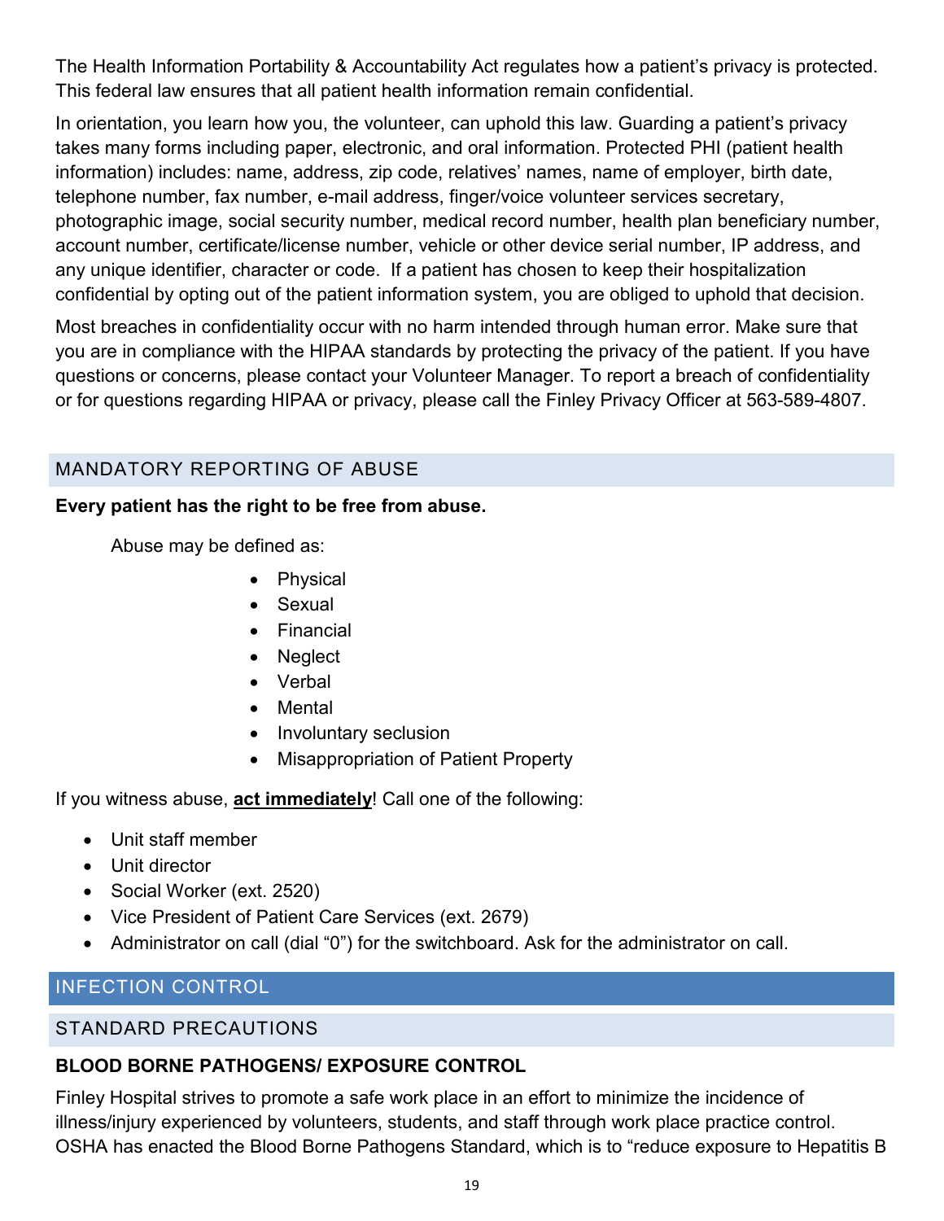The Health Information Portability & Accountability Act regulates how a patient's privacy is protected. This federal law ensures that all patient health information remain confidential.

In orientation, you learn how you, the volunteer, can uphold this law. Guarding a patient's privacy takes many forms including paper, electronic, and oral information. Protected PHI (patient health information) includes: name, address, zip code, relatives' names, name of employer, birth date, telephone number, fax number, e-mail address, finger/voice volunteer services secretary, photographic image, social security number, medical record number, health plan beneficiary number, account number, certificate/license number, vehicle or other device serial number, IP address, and any unique identifier, character or code. If a patient has chosen to keep their hospitalization confidential by opting out of the patient information system, you are obliged to uphold that decision.

Most breaches in confidentiality occur with no harm intended through human error. Make sure that you are in compliance with the HIPAA standards by protecting the privacy of the patient. If you have questions or concerns, please contact your Volunteer Manager. To report a breach of confidentiality or for questions regarding HIPAA or privacy, please call the Finley Privacy Officer at 563-589-4807.

## MANDATORY REPORTING OF ABUSE

**Every patient has the right to be free from abuse.**

Abuse may be defined as:

- Physical
- Sexual
- Financial
- Neglect
- Verbal
- Mental
- Involuntary seclusion
- Misappropriation of Patient Property

If you witness abuse, **act immediately**! Call one of the following:

- Unit staff member
- Unit director
- Social Worker (ext. 2520)
- Vice President of Patient Care Services (ext. 2679)
- Administrator on call (dial "0") for the switchboard. Ask for the administrator on call.

# INFECTION CONTROL

## STANDARD PRECAUTIONS

### BLOOD BORNE PATHOGENS/ EXPOSURE CONTROL

Finley Hospital strives to promote a safe work place in an effort to minimize the incidence of illness/injury experienced by volunteers, students, and staff through work place practice control. OSHA has enacted the Blood Borne Pathogens Standard, which is to "reduce exposure to Hepatitis B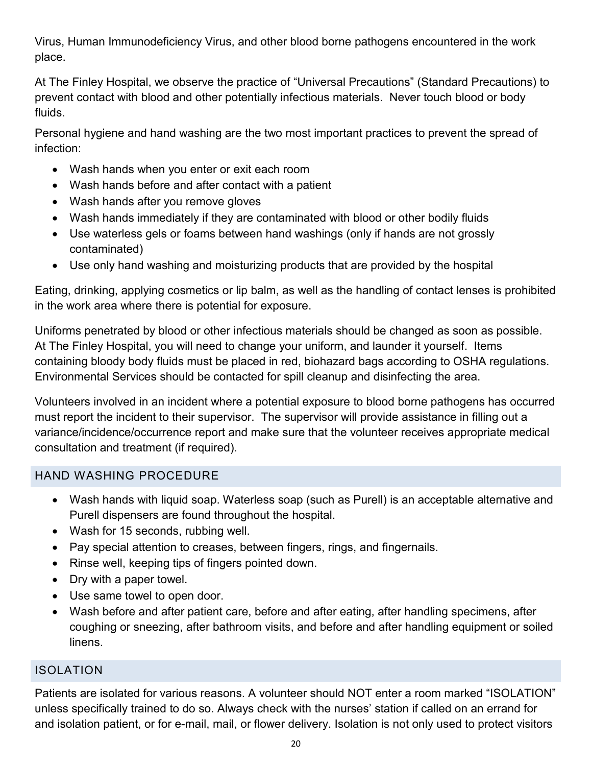Virus, Human Immunodeficiency Virus, and other blood borne pathogens encountered in the work place.

At The Finley Hospital, we observe the practice of “Universal Precautions” (Standard Precautions) to prevent contact with blood and other potentially infectious materials. Never touch blood or body fluids.

Personal hygiene and hand washing are the two most important practices to prevent the spread of infection:

- Wash hands when you enter or exit each room
- Wash hands before and after contact with a patient
- Wash hands after you remove gloves
- Wash hands immediately if they are contaminated with blood or other bodily fluids
- Use waterless gels or foams between hand washings (only if hands are not grossly contaminated)
- Use only hand washing and moisturizing products that are provided by the hospital

Eating, drinking, applying cosmetics or lip balm, as well as the handling of contact lenses is prohibited in the work area where there is potential for exposure.

Uniforms penetrated by blood or other infectious materials should be changed as soon as possible. At The Finley Hospital, you will need to change your uniform, and launder it yourself. Items containing bloody body fluids must be placed in red, biohazard bags according to OSHA regulations. Environmental Services should be contacted for spill cleanup and disinfecting the area.

Volunteers involved in an incident where a potential exposure to blood borne pathogens has occurred must report the incident to their supervisor. The supervisor will provide assistance in filling out a variance/incidence/occurrence report and make sure that the volunteer receives appropriate medical consultation and treatment (if required).

## HAND WASHING PROCEDURE

- Wash hands with liquid soap. Waterless soap (such as Purell) is an acceptable alternative and Purell dispensers are found throughout the hospital.
- Wash for 15 seconds, rubbing well.
- Pay special attention to creases, between fingers, rings, and fingernails.
- Rinse well, keeping tips of fingers pointed down.
- Dry with a paper towel.
- Use same towel to open door.
- Wash before and after patient care, before and after eating, after handling specimens, after coughing or sneezing, after bathroom visits, and before and after handling equipment or soiled linens.

## ISOLATION

Patients are isolated for various reasons. A volunteer should NOT enter a room marked “ISOLATION” unless specifically trained to do so. Always check with the nurses’ station if called on an errand for and isolation patient, or for e-mail, mail, or flower delivery. Isolation is not only used to protect visitors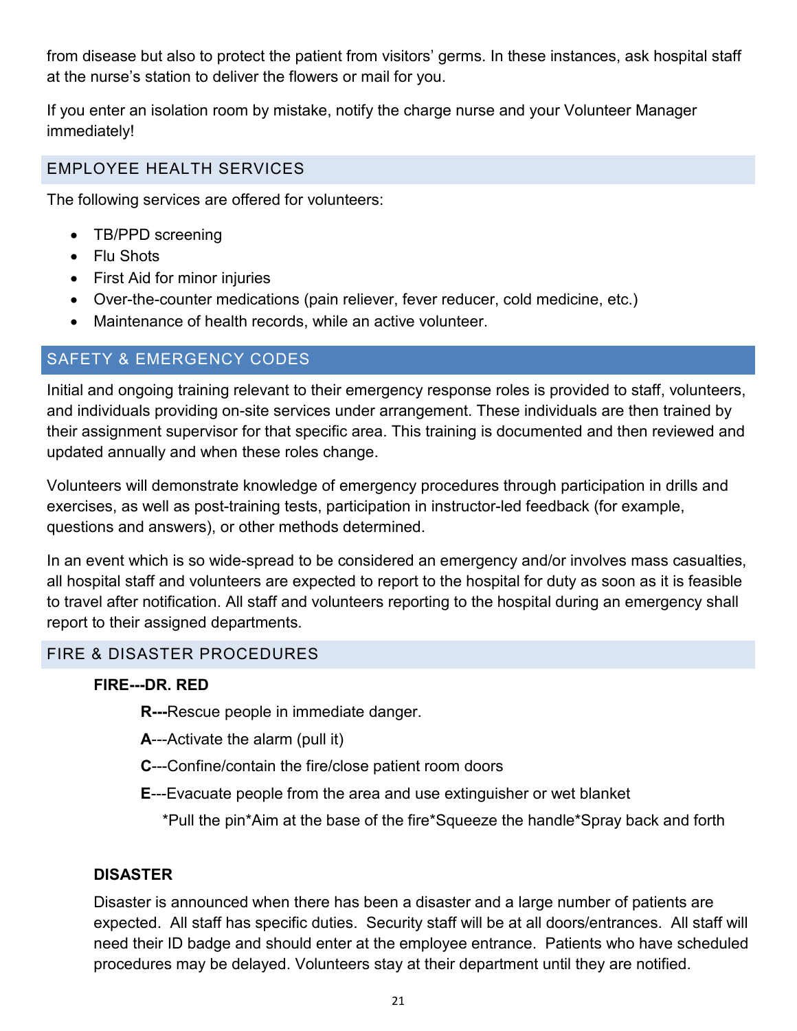from disease but also to protect the patient from visitors' germs. In these instances, ask hospital staff at the nurse's station to deliver the flowers or mail for you.

If you enter an isolation room by mistake, notify the charge nurse and your Volunteer Manager immediately!

## EMPLOYEE HEALTH SERVICES

The following services are offered for volunteers:

- TB/PPD screening
- Flu Shots
- First Aid for minor injuries
- Over-the-counter medications (pain reliever, fever reducer, cold medicine, etc.)
- Maintenance of health records, while an active volunteer.

## SAFETY & EMERGENCY CODES

Initial and ongoing training relevant to their emergency response roles is provided to staff, volunteers, and individuals providing on-site services under arrangement. These individuals are then trained by their assignment supervisor for that specific area. This training is documented and then reviewed and updated annually and when these roles change.

Volunteers will demonstrate knowledge of emergency procedures through participation in drills and exercises, as well as post-training tests, participation in instructor-led feedback (for example, questions and answers), or other methods determined.

In an event which is so wide-spread to be considered an emergency and/or involves mass casualties, all hospital staff and volunteers are expected to report to the hospital for duty as soon as it is feasible to travel after notification. All staff and volunteers reporting to the hospital during an emergency shall report to their assigned departments.

## FIRE & DISASTER PROCEDURES

**FIRE---DR. RED**

**R---**Rescue people in immediate danger.

**A**---Activate the alarm (pull it)

**C**---Confine/contain the fire/close patient room doors

**E**---Evacuate people from the area and use extinguisher or wet blanket

*Pull the pin*Aim at the base of the fire*Squeeze the handle*Spray back and forth

**DISASTER**

Disaster is announced when there has been a disaster and a large number of patients are expected. All staff has specific duties. Security staff will be at all doors/entrances. All staff will need their ID badge and should enter at the employee entrance. Patients who have scheduled procedures may be delayed. Volunteers stay at their department until they are notified.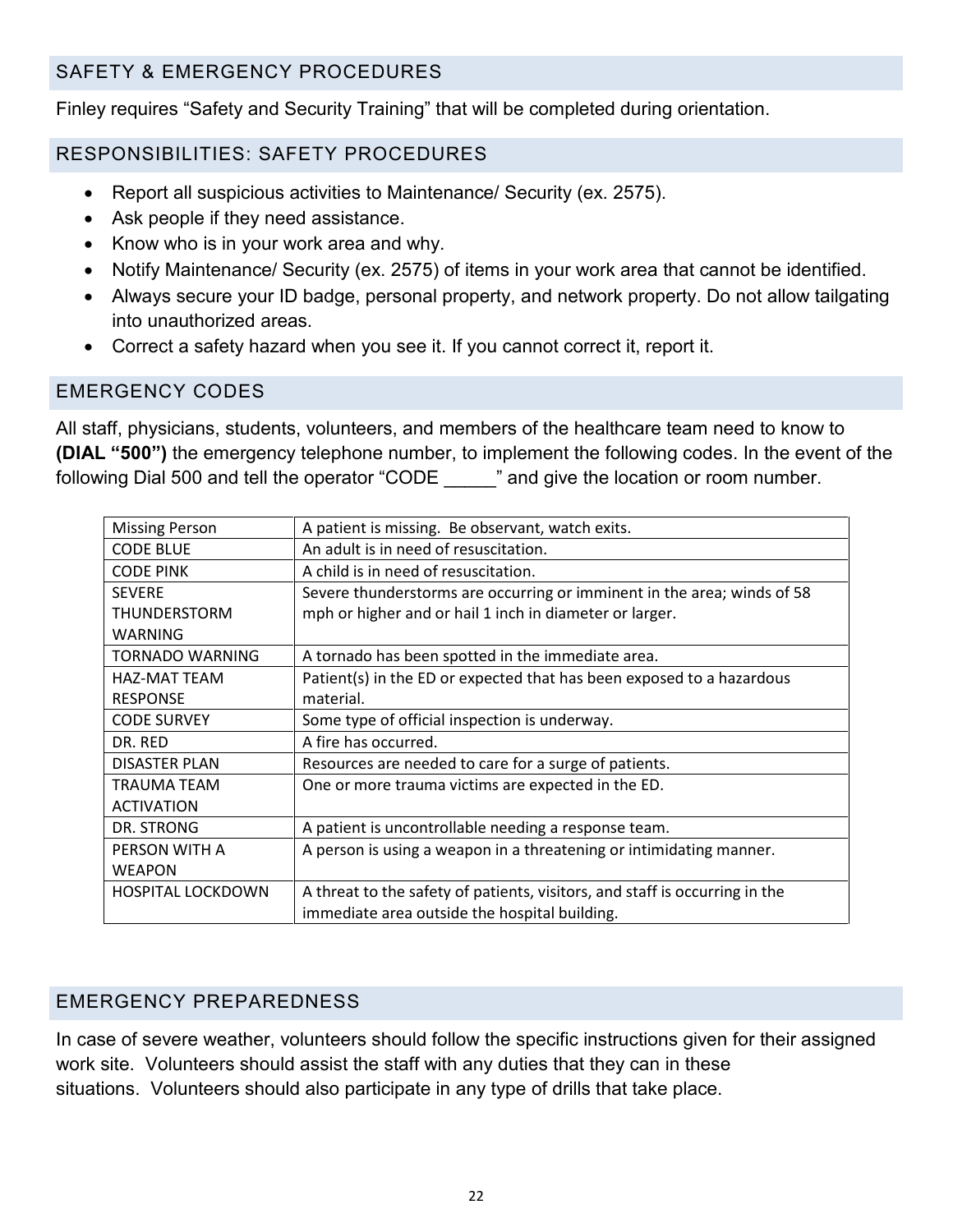## SAFETY & EMERGENCY PROCEDURES

Finley requires "Safety and Security Training" that will be completed during orientation.

## RESPONSIBILITIES: SAFETY PROCEDURES

- Report all suspicious activities to Maintenance/ Security (ex. 2575).
- Ask people if they need assistance.
- Know who is in your work area and why.
- Notify Maintenance/ Security (ex. 2575) of items in your work area that cannot be identified.
- Always secure your ID badge, personal property, and network property. Do not allow tailgating into unauthorized areas.
- Correct a safety hazard when you see it. If you cannot correct it, report it.

## EMERGENCY CODES

All staff, physicians, students, volunteers, and members of the healthcare team need to know to **(DIAL "500")** the emergency telephone number, to implement the following codes. In the event of the following Dial 500 and tell the operator "CODE _____" and give the location or room number.

| Code | Description |
|---|---|
| Missing Person | A patient is missing. Be observant, watch exits. |
| CODE BLUE | An adult is in need of resuscitation. |
| CODE PINK | A child is in need of resuscitation. |
| SEVERE THUNDERSTORM WARNING | Severe thunderstorms are occurring or imminent in the area; winds of 58 mph or higher and or hail 1 inch in diameter or larger. |
| TORNADO WARNING | A tornado has been spotted in the immediate area. |
| HAZ-MAT TEAM RESPONSE | Patient(s) in the ED or expected that has been exposed to a hazardous material. |
| CODE SURVEY | Some type of official inspection is underway. |
| DR. RED | A fire has occurred. |
| DISASTER PLAN | Resources are needed to care for a surge of patients. |
| TRAUMA TEAM ACTIVATION | One or more trauma victims are expected in the ED. |
| DR. STRONG | A patient is uncontrollable needing a response team. |
| PERSON WITH A WEAPON | A person is using a weapon in a threatening or intimidating manner. |
| HOSPITAL LOCKDOWN | A threat to the safety of patients, visitors, and staff is occurring in the immediate area outside the hospital building. |

## EMERGENCY PREPAREDNESS

In case of severe weather, volunteers should follow the specific instructions given for their assigned work site. Volunteers should assist the staff with any duties that they can in these situations. Volunteers should also participate in any type of drills that take place.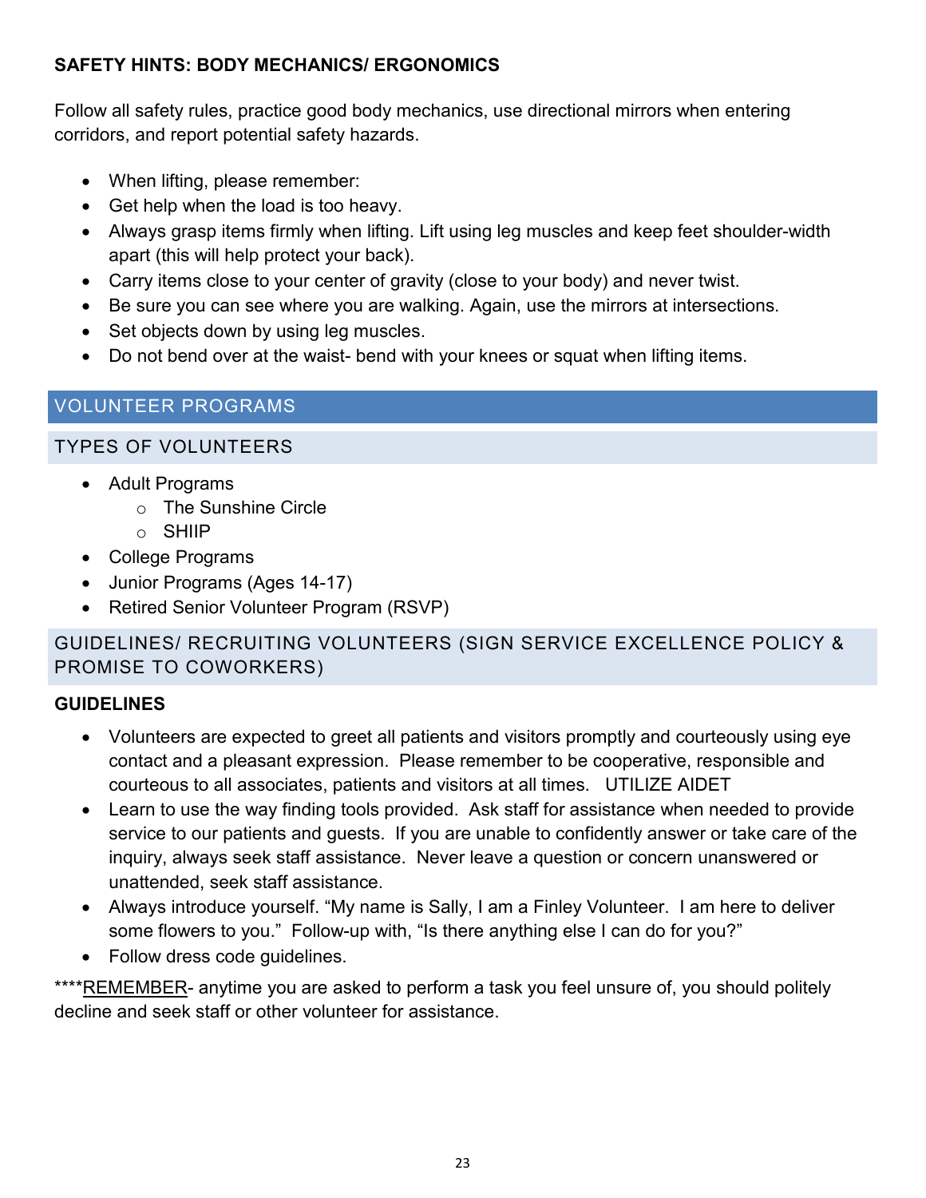**SAFETY HINTS: BODY MECHANICS/ ERGONOMICS**

Follow all safety rules, practice good body mechanics, use directional mirrors when entering corridors, and report potential safety hazards.

- When lifting, please remember:
- Get help when the load is too heavy.
- Always grasp items firmly when lifting. Lift using leg muscles and keep feet shoulder-width apart (this will help protect your back).
- Carry items close to your center of gravity (close to your body) and never twist.
- Be sure you can see where you are walking. Again, use the mirrors at intersections.
- Set objects down by using leg muscles.
- Do not bend over at the waist- bend with your knees or squat when lifting items.

## VOLUNTEER PROGRAMS

### TYPES OF VOLUNTEERS

- Adult Programs
  - The Sunshine Circle
  - SHIIP
- College Programs
- Junior Programs (Ages 14-17)
- Retired Senior Volunteer Program (RSVP)

### GUIDELINES/ RECRUITING VOLUNTEERS (SIGN SERVICE EXCELLENCE POLICY & PROMISE TO COWORKERS)

**GUIDELINES**

- Volunteers are expected to greet all patients and visitors promptly and courteously using eye contact and a pleasant expression. Please remember to be cooperative, responsible and courteous to all associates, patients and visitors at all times. UTILIZE AIDET
- Learn to use the way finding tools provided. Ask staff for assistance when needed to provide service to our patients and guests. If you are unable to confidently answer or take care of the inquiry, always seek staff assistance. Never leave a question or concern unanswered or unattended, seek staff assistance.
- Always introduce yourself. "My name is Sally, I am a Finley Volunteer. I am here to deliver some flowers to you." Follow-up with, "Is there anything else I can do for you?"
- Follow dress code guidelines.

****<u>REMEMBER</u>- anytime you are asked to perform a task you feel unsure of, you should politely decline and seek staff or other volunteer for assistance.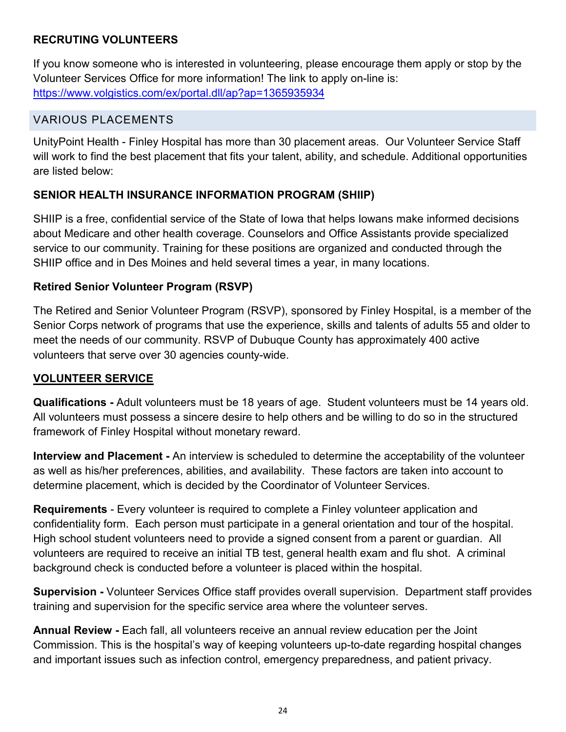**RECRUTING VOLUNTEERS**

If you know someone who is interested in volunteering, please encourage them apply or stop by the Volunteer Services Office for more information! The link to apply on-line is: [https://www.volgistics.com/ex/portal.dll/ap?ap=1365935934](https://www.volgistics.com/ex/portal.dll/ap?ap=1365935934)

## VARIOUS PLACEMENTS

UnityPoint Health - Finley Hospital has more than 30 placement areas. Our Volunteer Service Staff will work to find the best placement that fits your talent, ability, and schedule. Additional opportunities are listed below:

**SENIOR HEALTH INSURANCE INFORMATION PROGRAM (SHIIP)**

SHIIP is a free, confidential service of the State of Iowa that helps Iowans make informed decisions about Medicare and other health coverage. Counselors and Office Assistants provide specialized service to our community. Training for these positions are organized and conducted through the SHIIP office and in Des Moines and held several times a year, in many locations.

**Retired Senior Volunteer Program (RSVP)**

The Retired and Senior Volunteer Program (RSVP), sponsored by Finley Hospital, is a member of the Senior Corps network of programs that use the experience, skills and talents of adults 55 and older to meet the needs of our community. RSVP of Dubuque County has approximately 400 active volunteers that serve over 30 agencies county-wide.

**VOLUNTEER SERVICE**

**Qualifications -** Adult volunteers must be 18 years of age. Student volunteers must be 14 years old. All volunteers must possess a sincere desire to help others and be willing to do so in the structured framework of Finley Hospital without monetary reward.

**Interview and Placement -** An interview is scheduled to determine the acceptability of the volunteer as well as his/her preferences, abilities, and availability. These factors are taken into account to determine placement, which is decided by the Coordinator of Volunteer Services.

**Requirements** - Every volunteer is required to complete a Finley volunteer application and confidentiality form. Each person must participate in a general orientation and tour of the hospital. High school student volunteers need to provide a signed consent from a parent or guardian. All volunteers are required to receive an initial TB test, general health exam and flu shot. A criminal background check is conducted before a volunteer is placed within the hospital.

**Supervision -** Volunteer Services Office staff provides overall supervision. Department staff provides training and supervision for the specific service area where the volunteer serves.

**Annual Review -** Each fall, all volunteers receive an annual review education per the Joint Commission. This is the hospital's way of keeping volunteers up-to-date regarding hospital changes and important issues such as infection control, emergency preparedness, and patient privacy.